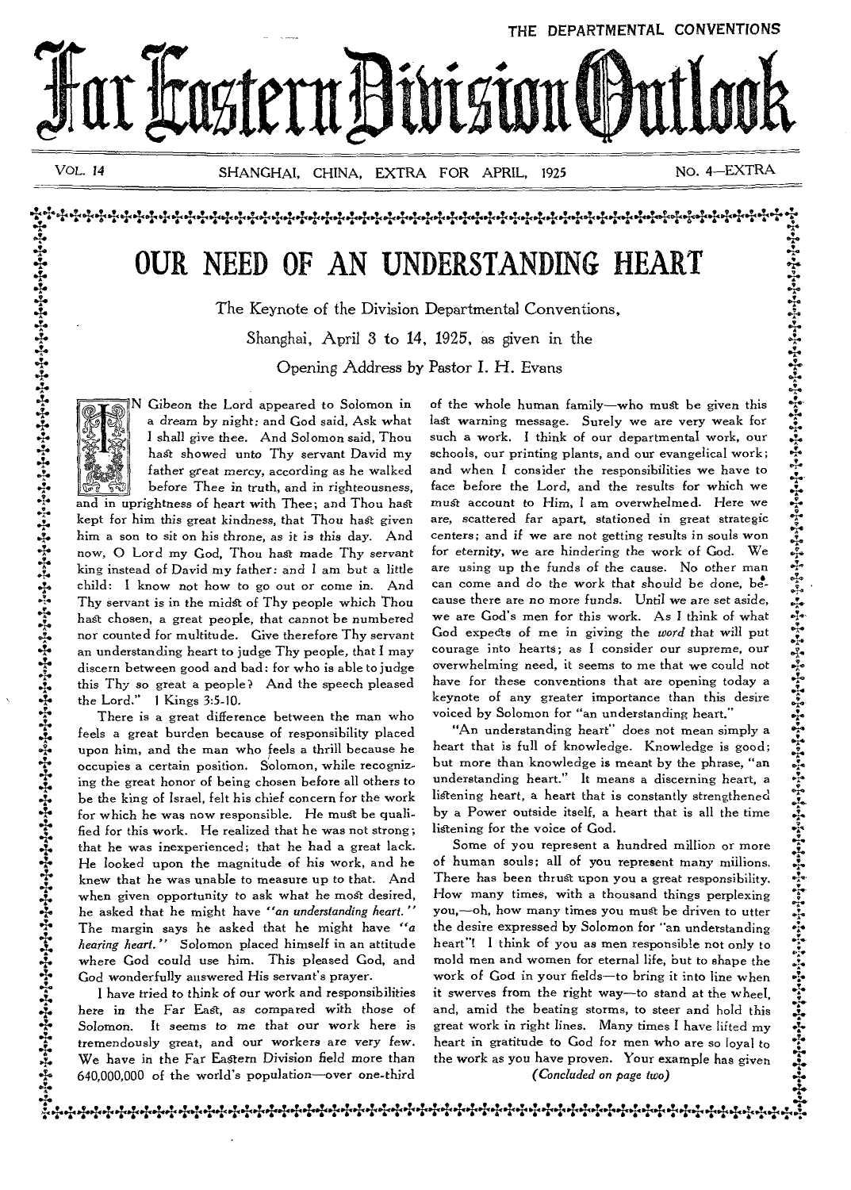THE DEPARTMENTAL CONVENTIONS

# Far Eastern Division Outlook

VOL. 14 — SHANGHAI, CHINA, EXTRA FOR APRIL, 1925 — NO. 4—EXTRA

## OUR NEED OF AN UNDERSTANDING HEART

The Keynote of the Division Departmental Conventions, Shanghai, April 3 to 14, 1925, as given in the Opening Address by Pastor I. H. Evans

IN Gibeon the Lord appeared to Solomon in a dream by night: and God said, Ask what I shall give thee. And Solomon said, Thou hast showed unto Thy servant David my father great mercy, according as he walked before Thee in truth, and in righteousness, and in uprightness of heart with Thee; and Thou hast kept for him this great kindness, that Thou hast given him a son to sit on his throne, as it is this day. And now, O Lord my God, Thou hast made Thy servant king instead of David my father: and I am but a little child: I know not how to go out or come in. And Thy servant is in the midst of Thy people which Thou hast chosen, a great people, that cannot be numbered nor counted for multitude. Give therefore Thy servant an understanding heart to judge Thy people, that I may discern between good and bad: for who is able to judge this Thy so great a people? And the speech pleased the Lord." 1 Kings 3:5-10.

There is a great difference between the man who feels a great burden because of responsibility placed upon him, and the man who feels a thrill because he occupies a certain position. Solomon, while recognizing the great honor of being chosen before all others to be the king of Israel, felt his chief concern for the work for which he was now responsible. He must be qualified for this work. He realized that he was not strong; that he was inexperienced; that he had a great lack. He looked upon the magnitude of his work, and he knew that he was unable to measure up to that. And when given opportunity to ask what he most desired, he asked that he might have *"an understanding heart."* The margin says he asked that he might have *"a hearing heart."* Solomon placed himself in an attitude where God could use him. This pleased God, and God wonderfully answered His servant's prayer.

I have tried to think of our work and responsibilities here in the Far East, as compared with those of Solomon. It seems to me that our work here is tremendously great, and our workers are very few. We have in the Far Eastern Division field more than 640,000,000 of the world's population—over one-third of the whole human family—who must be given this last warning message. Surely we are very weak for such a work. I think of our departmental work, our schools, our printing plants, and our evangelical work; and when I consider the responsibilities we have to face before the Lord, and the results for which we must account to Him, I am overwhelmed. Here we are, scattered far apart, stationed in great strategic centers; and if we are not getting results in souls won for eternity, we are hindering the work of God. We are using up the funds of the cause. No other man can come and do the work that should be done, because there are no more funds. Until we are set aside, we are God's men for this work. As I think of what God expects of me in giving the *word* that will put courage into hearts; as I consider our supreme, our overwhelming need, it seems to me that we could not have for these conventions that are opening today a keynote of any greater importance than this desire voiced by Solomon for "an understanding heart."

"An understanding heart" does not mean simply a heart that is full of knowledge. Knowledge is good; but more than knowledge is meant by the phrase, "an understanding heart." It means a discerning heart, a listening heart, a heart that is constantly strengthened by a Power outside itself, a heart that is all the time listening for the voice of God.

Some of you represent a hundred million or more of human souls; all of you represent many millions. There has been thrust upon you a great responsibility. How many times, with a thousand things perplexing you,—oh, how many times you must be driven to utter the desire expressed by Solomon for "an understanding heart"! I think of you as men responsible not only to mold men and women for eternal life, but to shape the work of God in your fields—to bring it into line when it swerves from the right way—to stand at the wheel, and, amid the beating storms, to steer and hold this great work in right lines. Many times I have lifted my heart in gratitude to God for men who are so loyal to the work as you have proven. Your example has given

*(Concluded on page two)*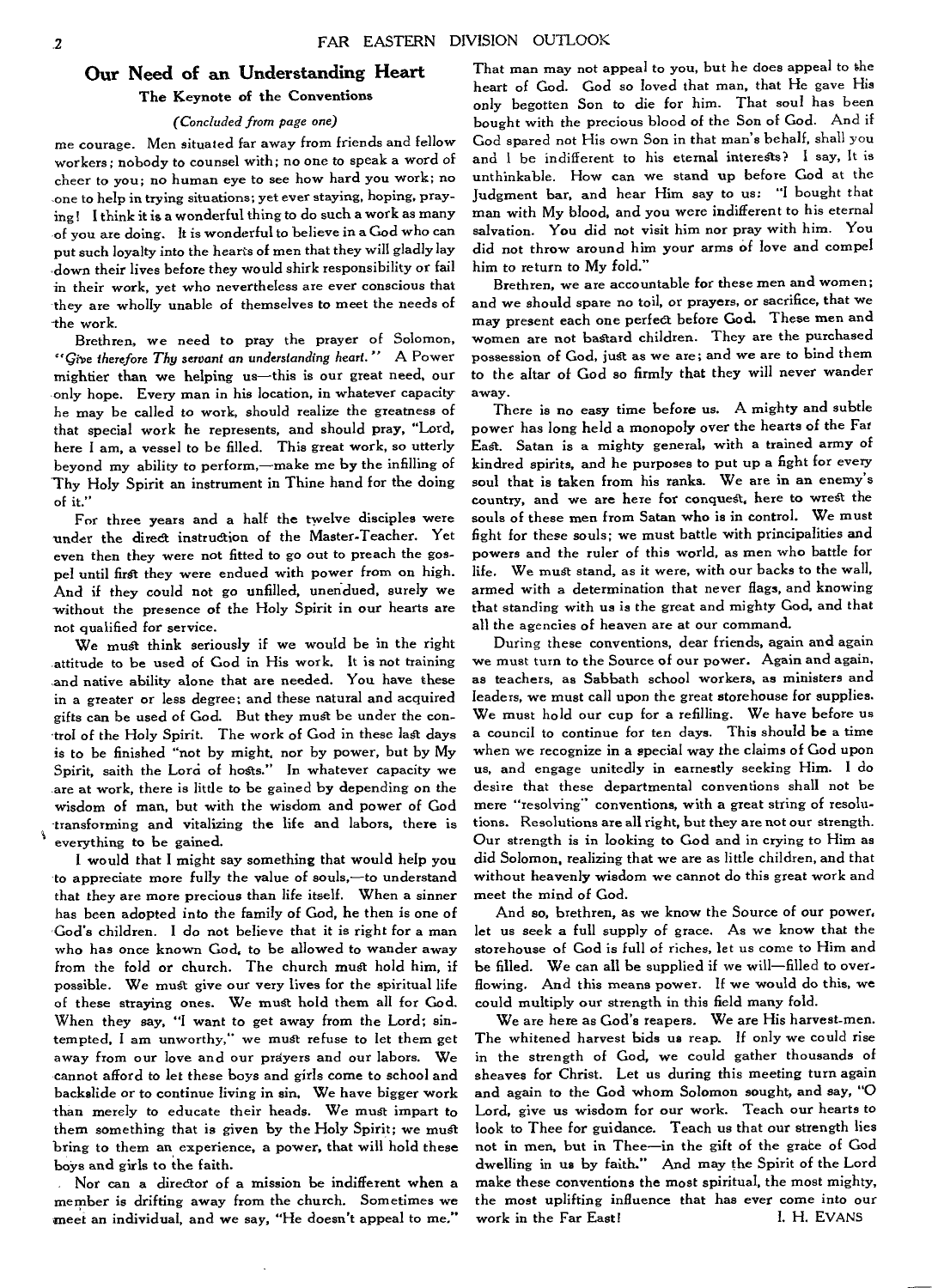## Our Need of an Understanding Heart

### The Keynote of the Conventions

*(Concluded from page one)*

me courage. Men situated far away from friends and fellow workers; nobody to counsel with; no one to speak a word of cheer to you; no human eye to see how hard you work; no one to help in trying situations; yet ever staying, hoping, praying! I think it is a wonderful thing to do such a work as many of you are doing. It is wonderful to believe in a God who can put such loyalty into the hearts of men that they will gladly lay down their lives before they would shirk responsibility or fail in their work, yet who nevertheless are ever conscious that they are wholly unable of themselves to meet the needs of the work.

Brethren, we need to pray the prayer of Solomon, "*Give therefore Thy servant an understanding heart.*" A Power mightier than we helping us—this is our great need, our only hope. Every man in his location, in whatever capacity he may be called to work, should realize the greatness of that special work he represents, and should pray, "Lord, here I am, a vessel to be filled. This great work, so utterly beyond my ability to perform,—make me by the infilling of Thy Holy Spirit an instrument in Thine hand for the doing of it."

For three years and a half the twelve disciples were under the direct instruction of the Master-Teacher. Yet even then they were not fitted to go out to preach the gospel until first they were endued with power from on high. And if they could not go unfilled, unendued, surely we without the presence of the Holy Spirit in our hearts are not qualified for service.

We must think seriously if we would be in the right attitude to be used of God in His work. It is not training and native ability alone that are needed. You have these in a greater or less degree; and these natural and acquired gifts can be used of God. But they must be under the control of the Holy Spirit. The work of God in these last days is to be finished "not by might, nor by power, but by My Spirit, saith the Lord of hosts." In whatever capacity we are at work, there is little to be gained by depending on the wisdom of man, but with the wisdom and power of God transforming and vitalizing the life and labors, there is everything to be gained.

I would that I might say something that would help you to appreciate more fully the value of souls,—to understand that they are more precious than life itself. When a sinner has been adopted into the family of God, he then is one of God's children. I do not believe that it is right for a man who has once known God, to be allowed to wander away from the fold or church. The church must hold him, if possible. We must give our very lives for the spiritual life of these straying ones. We must hold them all for God. When they say, "I want to get away from the Lord; sin-tempted, I am unworthy," we must refuse to let them get away from our love and our prayers and our labors. We cannot afford to let these boys and girls come to school and backslide or to continue living in sin. We have bigger work than merely to educate their heads. We must impart to them something that is given by the Holy Spirit; we must bring to them an experience, a power, that will hold these boys and girls to the faith.

Nor can a director of a mission be indifferent when a member is drifting away from the church. Sometimes we meet an individual, and we say, "He doesn't appeal to me." That man may not appeal to you, but he does appeal to the heart of God. God so loved that man, that He gave His only begotten Son to die for him. That soul has been bought with the precious blood of the Son of God. And if God spared not His own Son in that man's behalf, shall you and I be indifferent to his eternal interests? I say, It is unthinkable. How can we stand up before God at the Judgment bar, and hear Him say to us: "I bought that man with My blood, and you were indifferent to his eternal salvation. You did not visit him nor pray with him. You did not throw around him your arms of love and compel him to return to My fold."

Brethren, we are accountable for these men and women; and we should spare no toil, or prayers, or sacrifice, that we may present each one perfect before God. These men and women are not bastard children. They are the purchased possession of God, just as we are; and we are to bind them to the altar of God so firmly that they will never wander away.

There is no easy time before us. A mighty and subtle power has long held a monopoly over the hearts of the Far East. Satan is a mighty general, with a trained army of kindred spirits, and he purposes to put up a fight for every soul that is taken from his ranks. We are in an enemy's country, and we are here for conquest, here to wrest the souls of these men from Satan who is in control. We must fight for these souls; we must battle with principalities and powers and the ruler of this world, as men who battle for life. We must stand, as it were, with our backs to the wall, armed with a determination that never flags, and knowing that standing with us is the great and mighty God, and that all the agencies of heaven are at our command.

During these conventions, dear friends, again and again we must turn to the Source of our power. Again and again, as teachers, as Sabbath school workers, as ministers and leaders, we must call upon the great storehouse for supplies. We must hold our cup for a refilling. We have before us a council to continue for ten days. This should be a time when we recognize in a special way the claims of God upon us, and engage unitedly in earnestly seeking Him. I do desire that these departmental conventions shall not be mere "resolving" conventions, with a great string of resolutions. Resolutions are all right, but they are not our strength. Our strength is in looking to God and in crying to Him as did Solomon, realizing that we are as little children, and that without heavenly wisdom we cannot do this great work and meet the mind of God.

And so, brethren, as we know the Source of our power, let us seek a full supply of grace. As we know that the storehouse of God is full of riches, let us come to Him and be filled. We can all be supplied if we will—filled to overflowing. And this means power. If we would do this, we could multiply our strength in this field many fold.

We are here as God's reapers. We are His harvest-men. The whitened harvest bids us reap. If only we could rise in the strength of God, we could gather thousands of sheaves for Christ. Let us during this meeting turn again and again to the God whom Solomon sought, and say, "O Lord, give us wisdom for our work. Teach our hearts to look to Thee for guidance. Teach us that our strength lies not in men, but in Thee—in the gift of the grace of God dwelling in us by faith." And may the Spirit of the Lord make these conventions the most spiritual, the most mighty, the most uplifting influence that has ever come into our work in the Far East!

I. H. EVANS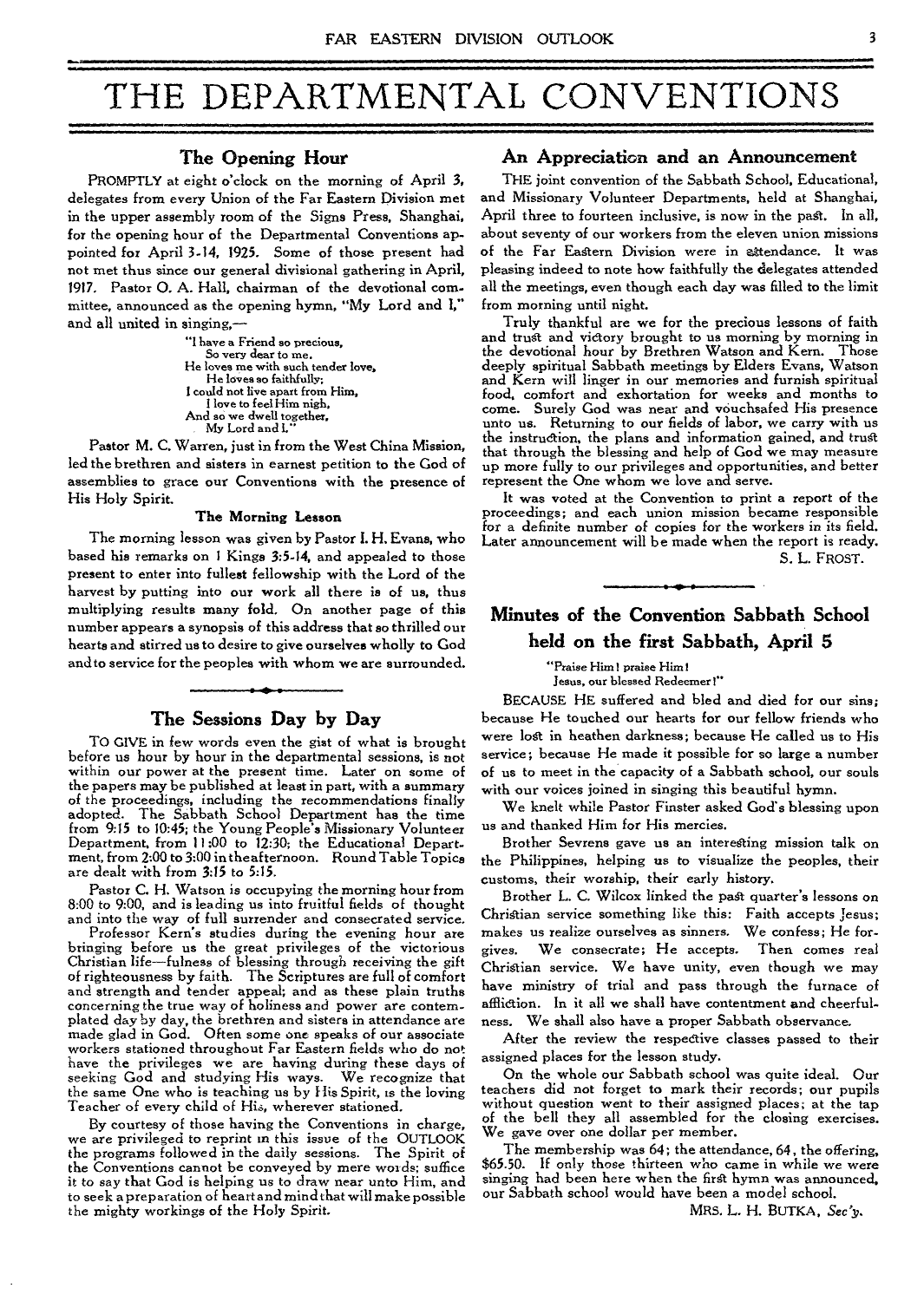# THE DEPARTMENTAL CONVENTIONS

## The Opening Hour

PROMPTLY at eight o'clock on the morning of April 3, delegates from every Union of the Far Eastern Division met in the upper assembly room of the Signs Press, Shanghai, for the opening hour of the Departmental Conventions appointed for April 3-14, 1925. Some of those present had not met thus since our general divisional gathering in April, 1917. Pastor O. A. Hall, chairman of the devotional committee, announced as the opening hymn, "My Lord and I," and all united in singing,—

> "I have a Friend so precious,
> So very dear to me,
> He loves me with such tender love,
> He loves so faithfully;
> I could not live apart from Him,
> I love to feel Him nigh,
> And so we dwell together,
> My Lord and I."

Pastor M. C. Warren, just in from the West China Mission, led the brethren and sisters in earnest petition to the God of assemblies to grace our Conventions with the presence of His Holy Spirit.

### The Morning Lesson

The morning lesson was given by Pastor I. H. Evans, who based his remarks on 1 Kings 3:5-14, and appealed to those present to enter into fullest fellowship with the Lord of the harvest by putting into our work all there is of us, thus multiplying results many fold. On another page of this number appears a synopsis of this address that so thrilled our hearts and stirred us to desire to give ourselves wholly to God and to service for the peoples with whom we are surrounded.

## The Sessions Day by Day

TO GIVE in few words even the gist of what is brought before us hour by hour in the departmental sessions, is not within our power at the present time. Later on some of the papers may be published at least in part, with a summary of the proceedings, including the recommendations finally adopted. The Sabbath School Department has the time from 9:15 to 10:45; the Young People's Missionary Volunteer Department, from 11:00 to 12:30; the Educational Department, from 2:00 to 3:00 in the afternoon. Round Table Topics are dealt with from 3:15 to 5:15.

Pastor C. H. Watson is occupying the morning hour from 8:00 to 9:00, and is leading us into fruitful fields of thought and into the way of full surrender and consecrated service.

Professor Kern's studies during the evening hour are bringing before us the great privileges of the victorious Christian life—fulness of blessing through receiving the gift of righteousness by faith. The Scriptures are full of comfort and strength and tender appeal; and as these plain truths concerning the true way of holiness and power are contemplated day by day, the brethren and sisters in attendance are made glad in God. Often some one speaks of our associate workers stationed throughout Far Eastern fields who do not have the privileges we are having during these days of seeking God and studying His ways. We recognize that the same One who is teaching us by His Spirit, is the loving Teacher of every child of His, wherever stationed.

By courtesy of those having the Conventions in charge, we are privileged to reprint in this issue of the OUTLOOK the programs followed in the daily sessions. The Spirit of the Conventions cannot be conveyed by mere words; suffice it to say that God is helping us to draw near unto Him, and to seek a preparation of heart and mind that will make possible the mighty workings of the Holy Spirit.

## An Appreciation and an Announcement

THE joint convention of the Sabbath School, Educational, and Missionary Volunteer Departments, held at Shanghai, April three to fourteen inclusive, is now in the past. In all, about seventy of our workers from the eleven union missions of the Far Eastern Division were in attendance. It was pleasing indeed to note how faithfully the delegates attended all the meetings, even though each day was filled to the limit from morning until night.

Truly thankful are we for the precious lessons of faith and trust and victory brought to us morning by morning in the devotional hour by Brethren Watson and Kern. Those deeply spiritual Sabbath meetings by Elders Evans, Watson and Kern will linger in our memories and furnish spiritual food, comfort and exhortation for weeks and months to come. Surely God was near and vouchsafed His presence unto us. Returning to our fields of labor, we carry with us the instruction, the plans and information gained, and trust that through the blessing and help of God we may measure up more fully to our privileges and opportunities, and better represent the One whom we love and serve.

It was voted at the Convention to print a report of the proceedings; and each union mission became responsible for a definite number of copies for the workers in its field. Later announcement will be made when the report is ready.

S. L. FROST.

## Minutes of the Convention Sabbath School held on the first Sabbath, April 5

> "Praise Him! praise Him!
> Jesus, our blessed Redeemer!"

BECAUSE HE suffered and bled and died for our sins; because He touched our hearts for our fellow friends who were lost in heathen darkness; because He called us to His service; because He made it possible for so large a number of us to meet in the capacity of a Sabbath school, our souls with our voices joined in singing this beautiful hymn.

We knelt while Pastor Finster asked God's blessing upon us and thanked Him for His mercies.

Brother Sevrens gave us an interesting mission talk on the Philippines, helping us to visualize the peoples, their customs, their worship, their early history.

Brother L. C. Wilcox linked the past quarter's lessons on Christian service something like this: Faith accepts Jesus; makes us realize ourselves as sinners. We confess; He forgives. We consecrate; He accepts. Then comes real Christian service. We have unity, even though we may have ministry of trial and pass through the furnace of affliction. In it all we shall have contentment and cheerfulness. We shall also have a proper Sabbath observance.

After the review the respective classes passed to their assigned places for the lesson study.

On the whole our Sabbath school was quite ideal. Our teachers did not forget to mark their records; our pupils without question went to their assigned places; at the tap of the bell they all assembled for the closing exercises. We gave over one dollar per member.

The membership was 64; the attendance, 64, the offering, $65.50. If only those thirteen who came in while we were singing had been here when the first hymn was announced, our Sabbath school would have been a model school.

MRS. L. H. BUTKA, *Sec'y.*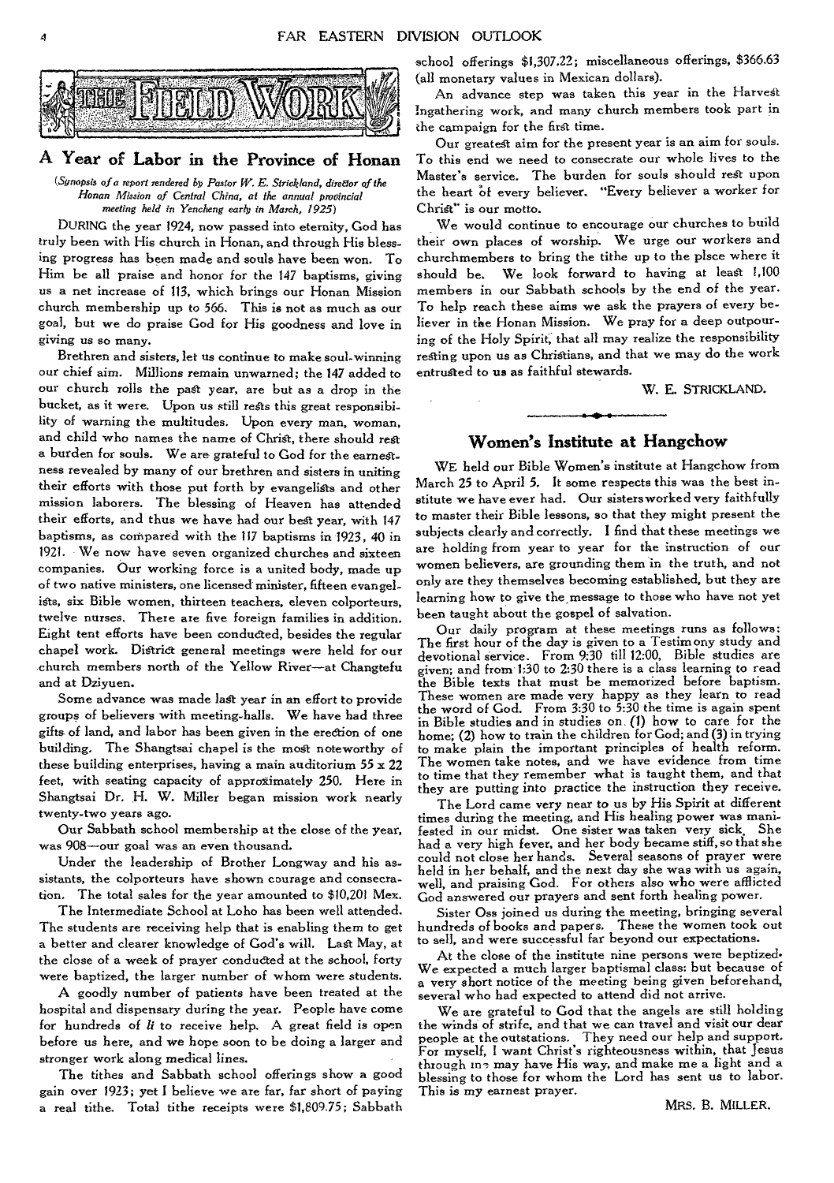# THE FIELD WORK

## A Year of Labor in the Province of Honan

*(Synopsis of a report rendered by Pastor W. E. Strickland, director of the Honan Mission of Central China, at the annual provincial meeting held in Yencheng early in March, 1925)*

DURING the year 1924, now passed into eternity, God has truly been with His church in Honan, and through His blessing progress has been made and souls have been won. To Him be all praise and honor for the 147 baptisms, giving us a net increase of 113, which brings our Honan Mission church membership up to 566. This is not as much as our goal, but we do praise God for His goodness and love in giving us so many.

Brethren and sisters, let us continue to make soul-winning our chief aim. Millions remain unwarned; the 147 added to our church rolls the past year, are but as a drop in the bucket, as it were. Upon us still rests this great responsibility of warning the multitudes. Upon every man, woman, and child who names the name of Christ, there should rest a burden for souls. We are grateful to God for the earnestness revealed by many of our brethren and sisters in uniting their efforts with those put forth by evangelists and other mission laborers. The blessing of Heaven has attended their efforts, and thus we have had our best year, with 147 baptisms, as compared with the 117 baptisms in 1923, 40 in 1921. We now have seven organized churches and sixteen companies. Our working force is a united body, made up of two native ministers, one licensed minister, fifteen evangelists, six Bible women, thirteen teachers, eleven colporteurs, twelve nurses. There are five foreign families in addition. Eight tent efforts have been conducted, besides the regular chapel work. District general meetings were held for our church members north of the Yellow River—at Changtefu and at Dziyuen.

Some advance was made last year in an effort to provide groups of believers with meeting-halls. We have had three gifts of land, and labor has been given in the erection of one building. The Shangtsai chapel is the most noteworthy of these building enterprises, having a main auditorium 55 x 22 feet, with seating capacity of approximately 250. Here in Shangtsai Dr. H. W. Miller began mission work nearly twenty-two years ago.

Our Sabbath school membership at the close of the year, was 908—our goal was an even thousand.

Under the leadership of Brother Longway and his assistants, the colporteurs have shown courage and consecration. The total sales for the year amounted to $10,201 Mex.

The Intermediate School at Loho has been well attended. The students are receiving help that is enabling them to get a better and clearer knowledge of God's will. Last May, at the close of a week of prayer conducted at the school, forty were baptized, the larger number of whom were students.

A goodly number of patients have been treated at the hospital and dispensary during the year. People have come for hundreds of *li* to receive help. A great field is open before us here, and we hope soon to be doing a larger and stronger work along medical lines.

The tithes and Sabbath school offerings show a good gain over 1923; yet I believe we are far, far short of paying a real tithe. Total tithe receipts were $1,809.75; Sabbath school offerings $1,307.22; miscellaneous offerings, $366.63 (all monetary values in Mexican dollars).

An advance step was taken this year in the Harvest Ingathering work, and many church members took part in the campaign for the first time.

Our greatest aim for the present year is an aim for souls. To this end we need to consecrate our whole lives to the Master's service. The burden for souls should rest upon the heart of every believer. "Every believer a worker for Christ" is our motto.

We would continue to encourage our churches to build their own places of worship. We urge our workers and churchmembers to bring the tithe up to the plsce where it should be. We look forward to having at least 1,100 members in our Sabbath schools by the end of the year. To help reach these aims we ask the prayers of every believer in the Honan Mission. We pray for a deep outpouring of the Holy Spirit, that all may realize the responsibility resting upon us as Christians, and that we may do the work entrusted to us as faithful stewards.

W. E. STRICKLAND.

## Women's Institute at Hangchow

WE held our Bible Women's institute at Hangchow from March 25 to April 5. It some respects this was the best institute we have ever had. Our sisters worked very faithfully to master their Bible lessons, so that they might present the subjects clearly and correctly. I find that these meetings we are holding from year to year for the instruction of our women believers, are grounding them in the truth, and not only are they themselves becoming established, but they are learning how to give the message to those who have not yet been taught about the gospel of salvation.

Our daily program at these meetings runs as follows: The first hour of the day is given to a Testimony study and devotional service. From 9:30 till 12:00, Bible studies are given; and from 1:30 to 2:30 there is a class learning to read the Bible texts that must be memorized before baptism. These women are made very happy as they learn to read the word of God. From 3:30 to 5:30 the time is again spent in Bible studies and in studies on (1) how to care for the home; (2) how to train the children for God; and (3) in trying to make plain the important principles of health reform. The women take notes, and we have evidence from time to time that they remember what is taught them, and that they are putting into practice the instruction they receive.

The Lord came very near to us by His Spirit at different times during the meeting, and His healing power was manifested in our midst. One sister was taken very sick. She had a very high fever, and her body became stiff, so that she could not close her hands. Several seasons of prayer were held in her behalf, and the next day she was with us again, well, and praising God. For others also who were afflicted God answered our prayers and sent forth healing power.

Sister Oss joined us during the meeting, bringing several hundreds of books and papers. These the women took out to sell, and were successful far beyond our expectations.

At the close of the institute nine persons were beptized. We expected a much larger baptismal class: but because of a very short notice of the meeting being given beforehand, several who had expected to attend did not arrive.

We are grateful to God that the angels are still holding the winds of strife, and that we can travel and visit our dear people at the outstations. They need our help and support. For myself, I want Christ's righteousness within, that Jesus through me may have His way, and make me a light and a blessing to those for whom the Lord has sent us to labor. This is my earnest prayer.

MRS. B. MILLER.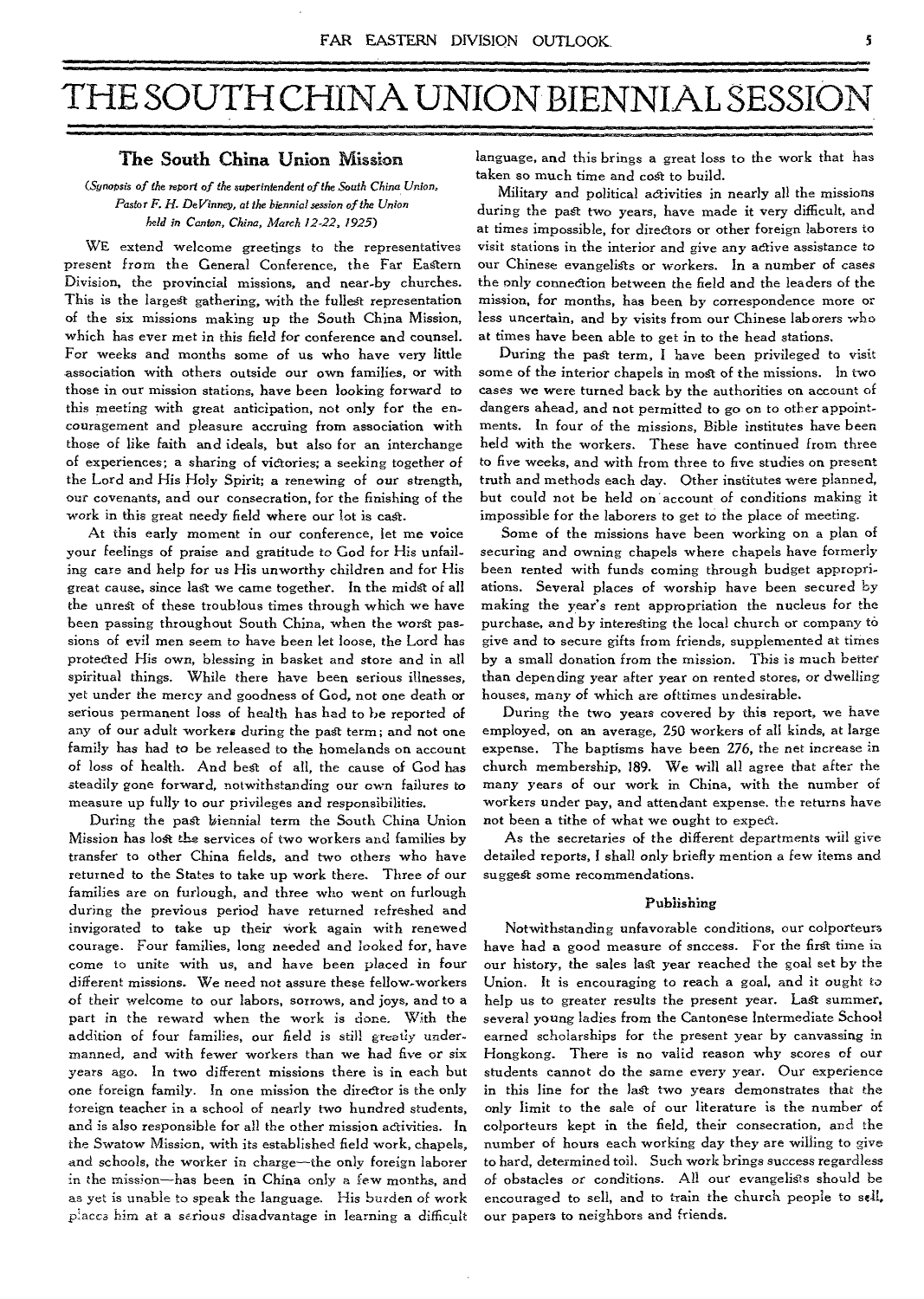# THE SOUTH CHINA UNION BIENNIAL SESSION

## The South China Union Mission

*(Synopsis of the report of the superintendent of the South China Union, Pastor F. H. DeVinney, at the biennial session of the Union held in Canton, China, March 12-22, 1925)*

WE extend welcome greetings to the representatives present from the General Conference, the Far Eastern Division, the provincial missions, and near-by churches. This is the largest gathering, with the fullest representation of the six missions making up the South China Mission, which has ever met in this field for conference and counsel. For weeks and months some of us who have very little association with others outside our own families, or with those in our mission stations, have been looking forward to this meeting with great anticipation, not only for the encouragement and pleasure accruing from association with those of like faith and ideals, but also for an interchange of experiences; a sharing of victories; a seeking together of the Lord and His Holy Spirit; a renewing of our strength, our covenants, and our consecration, for the finishing of the work in this great needy field where our lot is cast.

At this early moment in our conference, let me voice your feelings of praise and gratitude to God for His unfailing care and help for us His unworthy children and for His great cause, since last we came together. In the midst of all the unrest of these troublous times through which we have been passing throughout South China, when the worst passions of evil men seem to have been let loose, the Lord has protected His own, blessing in basket and store and in all spiritual things. While there have been serious illnesses, yet under the mercy and goodness of God, not one death or serious permanent loss of health has had to be reported of any of our adult workers during the past term; and not one family has had to be released to the homelands on account of loss of health. And best of all, the cause of God has steadily gone forward, notwithstanding our own failures to measure up fully to our privileges and responsibilities.

During the past biennial term the South China Union Mission has lost the services of two workers and families by transfer to other China fields, and two others who have returned to the States to take up work there. Three of our families are on furlough, and three who went on furlough during the previous period have returned refreshed and invigorated to take up their work again with renewed courage. Four families, long needed and looked for, have come to unite with us, and have been placed in four different missions. We need not assure these fellow-workers of their welcome to our labors, sorrows, and joys, and to a part in the reward when the work is done. With the addition of four families, our field is still greatly undermanned, and with fewer workers than we had five or six years ago. In two different missions there is in each but one foreign family. In one mission the director is the only foreign teacher in a school of nearly two hundred students, and is also responsible for all the other mission activities. In the Swatow Mission, with its established field work, chapels, and schools, the worker in charge—the only foreign laborer in the mission—has been in China only a few months, and as yet is unable to speak the language. His burden of work places him at a serious disadvantage in learning a difficult language, and this brings a great loss to the work that has taken so much time and cost to build.

Military and political activities in nearly all the missions during the past two years, have made it very difficult, and at times impossible, for directors or other foreign laborers to visit stations in the interior and give any active assistance to our Chinese evangelists or workers. In a number of cases the only connection between the field and the leaders of the mission, for months, has been by correspondence more or less uncertain, and by visits from our Chinese laborers who at times have been able to get in to the head stations.

During the past term, I have been privileged to visit some of the interior chapels in most of the missions. In two cases we were turned back by the authorities on account of dangers ahead, and not permitted to go on to other appointments. In four of the missions, Bible institutes have been held with the workers. These have continued from three to five weeks, and with from three to five studies on present truth and methods each day. Other institutes were planned, but could not be held on account of conditions making it impossible for the laborers to get to the place of meeting.

Some of the missions have been working on a plan of securing and owning chapels where chapels have formerly been rented with funds coming through budget appropriations. Several places of worship have been secured by making the year's rent appropriation the nucleus for the purchase, and by interesting the local church or company to give and to secure gifts from friends, supplemented at times by a small donation from the mission. This is much better than depending year after year on rented stores, or dwelling houses, many of which are ofttimes undesirable.

During the two years covered by this report, we have employed, on an average, 250 workers of all kinds, at large expense. The baptisms have been 276, the net increase in church membership, 189. We will all agree that after the many years of our work in China, with the number of workers under pay, and attendant expense. the returns have not been a tithe of what we ought to expect.

As the secretaries of the different departments will give detailed reports, I shall only briefly mention a few items and suggest some recommendations.

### Publishing

Notwithstanding unfavorable conditions, our colporteurs have had a good measure of sncecss. For the first time in our history, the sales last year reached the goal set by the Union. It is encouraging to reach a goal, and it ought to help us to greater results the present year. Last summer, several young ladies from the Cantonese Intermediate School earned scholarships for the present year by canvassing in Hongkong. There is no valid reason why scores of our students cannot do the same every year. Our experience in this line for the last two years demonstrates that the only limit to the sale of our literature is the number of colporteurs kept in the field, their consecration, and the number of hours each working day they are willing to give to hard, determined toil. Such work brings success regardless of obstacles or conditions. All our evangelists should be encouraged to sell, and to train the church people to sell, our papers to neighbors and friends.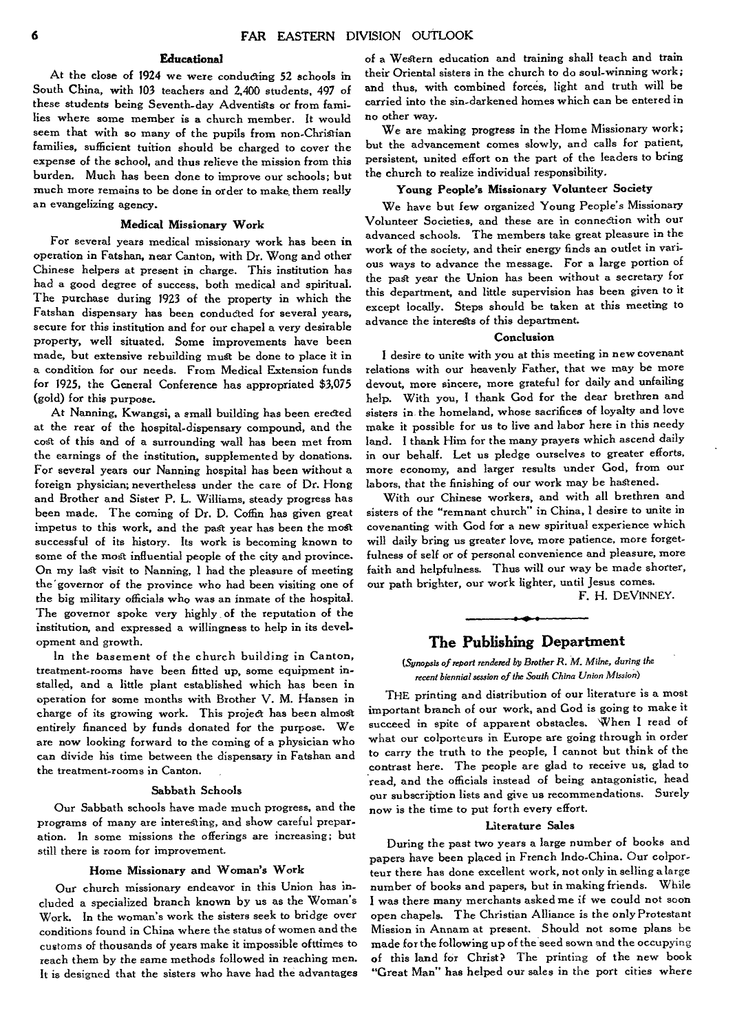### Educational

At the close of 1924 we were conducting 52 schools in South China, with 103 teachers and 2,400 students, 497 of these students being Seventh-day Adventists or from families where some member is a church member. It would seem that with so many of the pupils from non-Christian families, sufficient tuition should be charged to cover the expense of the school, and thus relieve the mission from this burden. Much has been done to improve our schools; but much more remains to be done in order to make them really an evangelizing agency.

### Medical Missionary Work

For several years medical missionary work has been in operation in Fatshan, near Canton, with Dr. Wong and other Chinese helpers at present in charge. This institution has had a good degree of success, both medical and spiritual. The purchase during 1923 of the property in which the Fatshan dispensary has been conducted for several years, secure for this institution and for our chapel a very desirable property, well situated. Some improvements have been made, but extensive rebuilding must be done to place it in a condition for our needs. From Medical Extension funds for 1925, the General Conference has appropriated $3,075 (gold) for this purpose.

At Nanning, Kwangsi, a small building has been erected at the rear of the hospital-dispensary compound, and the cost of this and of a surrounding wall has been met from the earnings of the institution, supplemented by donations. For several years our Nanning hospital has been without a foreign physician; nevertheless under the care of Dr. Hong and Brother and Sister P. L. Williams, steady progress has been made. The coming of Dr. D. Coffin has given great impetus to this work, and the past year has been the most successful of its history. Its work is becoming known to some of the most influential people of the city and province. On my last visit to Nanning, I had the pleasure of meeting the governor of the province who had been visiting one of the big military officials who was an inmate of the hospital. The governor spoke very highly of the reputation of the institution, and expressed a willingness to help in its development and growth.

In the basement of the church building in Canton, treatment-rooms have been fitted up, some equipment installed, and a little plant established which has been in operation for some months with Brother V. M. Hansen in charge of its growing work. This project has been almost entirely financed by funds donated for the purpose. We are now looking forward to the coming of a physician who can divide his time between the dispensary in Fatshan and the treatment-rooms in Canton.

### Sabbath Schools

Our Sabbath schools have made much progress, and the programs of many are interesting, and show careful preparation. In some missions the offerings are increasing; but still there is room for improvement.

### Home Missionary and Woman's Work

Our church missionary endeavor in this Union has included a specialized branch known by us as the Woman's Work. In the woman's work the sisters seek to bridge over conditions found in China where the status of women and the customs of thousands of years make it impossible ofttimes to reach them by the same methods followed in reaching men. It is designed that the sisters who have had the advantages of a Western education and training shall teach and train their Oriental sisters in the church to do soul-winning work; and thus, with combined forces, light and truth will be carried into the sin-darkened homes which can be entered in no other way.

We are making progress in the Home Missionary work; but the advancement comes slowly, and calls for patient, persistent, united effort on the part of the leaders to bring the church to realize individual responsibility.

### Young People's Missionary Volunteer Society

We have but few organized Young People's Missionary Volunteer Societies, and these are in connection with our advanced schools. The members take great pleasure in the work of the society, and their energy finds an outlet in various ways to advance the message. For a large portion of the past year the Union has been without a secretary for this department, and little supervision has been given to it except locally. Steps should be taken at this meeting to advance the interests of this department.

### Conclusion

I desire to unite with you at this meeting in new covenant relations with our heavenly Father, that we may be more devout, more sincere, more grateful for daily and unfailing help. With you, I thank God for the dear brethren and sisters in the homeland, whose sacrifices of loyalty and love make it possible for us to live and labor here in this needy land. I thank Him for the many prayers which ascend daily in our behalf. Let us pledge ourselves to greater efforts, more economy, and larger results under God, from our labors, that the finishing of our work may be hastened.

With our Chinese workers, and with all brethren and sisters of the "remnant church" in China, I desire to unite in covenanting with God for a new spiritual experience which will daily bring us greater love, more patience, more forgetfulness of self or of personal convenience and pleasure, more faith and helpfulness. Thus will our way be made shorter, our path brighter, our work lighter, until Jesus comes.

F. H. DEVINNEY.

---

## The Publishing Department

*(Synopsis of report rendered by Brother R. M. Milne, during the recent biennial session of the South China Union Mission)*

THE printing and distribution of our literature is a most important branch of our work, and God is going to make it succeed in spite of apparent obstacles. When I read of what our colporteurs in Europe are going through in order to carry the truth to the people, I cannot but think of the contrast here. The people are glad to receive us, glad to read, and the officials instead of being antagonistic, head our subscription lists and give us recommendations. Surely now is the time to put forth every effort.

### Literature Sales

During the past two years a large number of books and papers have been placed in French Indo-China. Our colporteur there has done excellent work, not only in selling a large number of books and papers, but in making friends. While I was there many merchants asked me if we could not soon open chapels. The Christian Alliance is the only Protestant Mission in Annam at present. Should not some plans be made for the following up of the seed sown and the occupying of this land for Christ? The printing of the new book "Great Man" has helped our sales in the port cities where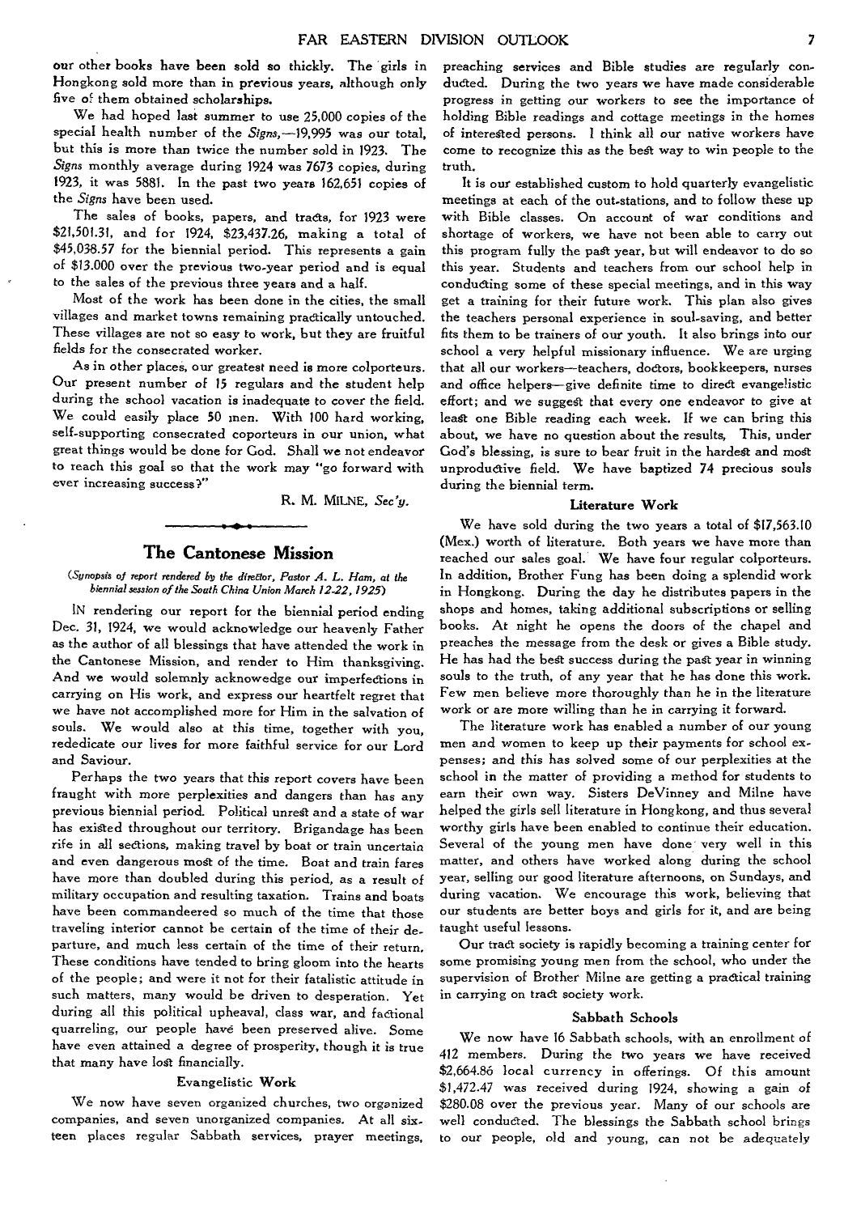our other books have been sold so thickly. The girls in Hongkong sold more than in previous years, although only five of them obtained scholarships.

We had hoped last summer to use 25,000 copies of the special health number of the *Signs*,—19,995 was our total, but this is more than twice the number sold in 1923. The *Signs* monthly average during 1924 was 7673 copies, during 1923, it was 5881. In the past two years 162,651 copies of the *Signs* have been used.

The sales of books, papers, and tracts, for 1923 were $21,501.31, and for 1924, $23,437.26, making a total of $45,038.57 for the biennial period. This represents a gain of $13.000 over the previous two-year period and is equal to the sales of the previous three years and a half.

Most of the work has been done in the cities, the small villages and market towns remaining practically untouched. These villages are not so easy to work, but they are fruitful fields for the consecrated worker.

As in other places, our greatest need is more colporteurs. Our present number of 15 regulars and the student help during the school vacation is inadequate to cover the field. We could easily place 50 men. With 100 hard working, self-supporting consecrated coporteurs in our union, what great things would be done for God. Shall we not endeavor to reach this goal so that the work may "go forward with ever increasing success?"

R. M. MILNE, *Sec'y.*

## The Cantonese Mission

*(Synopsis of report rendered by the director, Pastor A. L. Ham, at the biennial session of the South China Union March 12-22, 1925)*

IN rendering our report for the biennial period ending Dec. 31, 1924, we would acknowledge our heavenly Father as the author of all blessings that have attended the work in the Cantonese Mission, and render to Him thanksgiving. And we would solemnly acknowedge our imperfections in carrying on His work, and express our heartfelt regret that we have not accomplished more for Him in the salvation of souls. We would also at this time, together with you, rededicate our lives for more faithful service for our Lord and Saviour.

Perhaps the two years that this report covers have been fraught with more perplexities and dangers than has any previous biennial period. Political unrest and a state of war has existed throughout our territory. Brigandage has been rife in all sections, making travel by boat or train uncertain and even dangerous most of the time. Boat and train fares have more than doubled during this period, as a result of military occupation and resulting taxation. Trains and boats have been commandeered so much of the time that those traveling interior cannot be certain of the time of their departure, and much less certain of the time of their return. These conditions have tended to bring gloom into the hearts of the people; and were it not for their fatalistic attitude in such matters, many would be driven to desperation. Yet during all this political upheaval, class war, and factional quarreling, our people have been preserved alive. Some have even attained a degree of prosperity, though it is true that many have lost financially.

### Evangelistic Work

We now have seven organized churches, two organized companies, and seven unorganized companies. At all sixteen places regular Sabbath services, prayer meetings, preaching services and Bible studies are regularly conducted. During the two years we have made considerable progress in getting our workers to see the importance of holding Bible readings and cottage meetings in the homes of interested persons. I think all our native workers have come to recognize this as the best way to win people to the truth.

It is our established custom to hold quarterly evangelistic meetings at each of the out-stations, and to follow these up with Bible classes. On account of war conditions and shortage of workers, we have not been able to carry out this program fully the past year, but will endeavor to do so this year. Students and teachers from our school help in conducting some of these special meetings, and in this way get a training for their future work. This plan also gives the teachers personal experience in soul-saving, and better fits them to be trainers of our youth. It also brings into our school a very helpful missionary influence. We are urging that all our workers—teachers, doctors, bookkeepers, nurses and office helpers—give definite time to direct evangelistic effort; and we suggest that every one endeavor to give at least one Bible reading each week. If we can bring this about, we have no question about the results. This, under God's blessing, is sure to bear fruit in the hardest and most unproductive field. We have baptized 74 precious souls during the biennial term.

### Literature Work

We have sold during the two years a total of $17,563.10 (Mex.) worth of literature. Both years we have more than reached our sales goal. We have four regular colporteurs. In addition, Brother Fung has been doing a splendid work in Hongkong. During the day he distributes papers in the shops and homes, taking additional subscriptions or selling books. At night he opens the doors of the chapel and preaches the message from the desk or gives a Bible study. He has had the best success during the past year in winning souls to the truth, of any year that he has done this work. Few men believe more thoroughly than he in the literature work or are more willing than he in carrying it forward.

The literature work has enabled a number of our young men and women to keep up their payments for school expenses; and this has solved some of our perplexities at the school in the matter of providing a method for students to earn their own way. Sisters DeVinney and Milne have helped the girls sell literature in Hongkong, and thus several worthy girls have been enabled to continue their education. Several of the young men have done very well in this matter, and others have worked along during the school year, selling our good literature afternoons, on Sundays, and during vacation. We encourage this work, believing that our students are better boys and girls for it, and are being taught useful lessons.

Our tract society is rapidly becoming a training center for some promising young men from the school, who under the supervision of Brother Milne are getting a practical training in carrying on tract society work.

### Sabbath Schools

We now have 16 Sabbath schools, with an enrollment of 412 members. During the two years we have received $2,664.86 local currency in offerings. Of this amount $1,472.47 was received during 1924, showing a gain of $280.08 over the previous year. Many of our schools are well conducted. The blessings the Sabbath school brings to our people, old and young, can not be adequately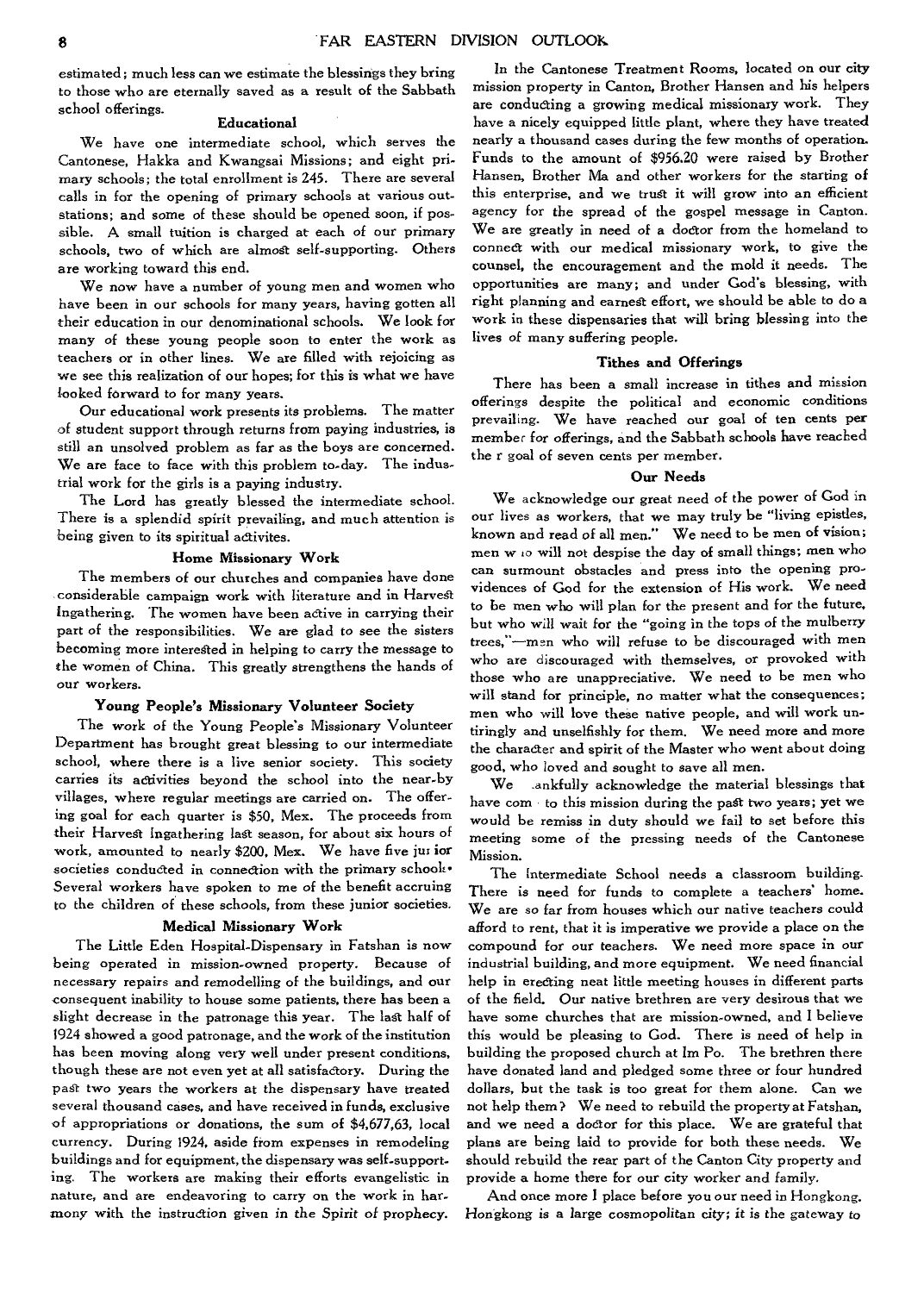estimated; much less can we estimate the blessings they bring to those who are eternally saved as a result of the Sabbath school offerings.

### Educational

We have one intermediate school, which serves the Cantonese, Hakka and Kwangsai Missions; and eight primary schools; the total enrollment is 245. There are several calls in for the opening of primary schools at various outstations; and some of these should be opened soon, if possible. A small tuition is charged at each of our primary schools, two of which are almost self-supporting. Others are working toward this end.

We now have a number of young men and women who have been in our schools for many years, having gotten all their education in our denominational schools. We look for many of these young people soon to enter the work as teachers or in other lines. We are filled with rejoicing as we see this realization of our hopes; for this is what we have looked forward to for many years.

Our educational work presents its problems. The matter of student support through returns from paying industries, is still an unsolved problem as far as the boys are concerned. We are face to face with this problem to-day. The industrial work for the girls is a paying industry.

The Lord has greatly blessed the intermediate school. There is a splendid spirit prevailing, and much attention is being given to its spiritual activites.

### Home Missionary Work

The members of our churches and companies have done considerable campaign work with literature and in Harvest Ingathering. The women have been active in carrying their part of the responsibilities. We are glad to see the sisters becoming more interested in helping to carry the message to the women of China. This greatly strengthens the hands of our workers.

### Young People's Missionary Volunteer Society

The work of the Young People's Missionary Volunteer Department has brought great blessing to our intermediate school, where there is a live senior society. This society carries its activities beyond the school into the near-by villages, where regular meetings are carried on. The offering goal for each quarter is $50, Mex. The proceeds from their Harvest Ingathering last season, for about six hours of work, amounted to nearly $200, Mex. We have five junior societies conducted in connection with the primary schools. Several workers have spoken to me of the benefit accruing to the children of these schools, from these junior societies.

### Medical Missionary Work

The Little Eden Hospital-Dispensary in Fatshan is now being operated in mission-owned property. Because of necessary repairs and remodelling of the buildings, and our consequent inability to house some patients, there has been a slight decrease in the patronage this year. The last half of 1924 showed a good patronage, and the work of the institution has been moving along very well under present conditions, though these are not even yet at all satisfactory. During the past two years the workers at the dispensary have treated several thousand cases, and have received in funds, exclusive of appropriations or donations, the sum of $4,677,63, local currency. During 1924, aside from expenses in remodeling buildings and for equipment, the dispensary was self-supporting. The workers are making their efforts evangelistic in nature, and are endeavoring to carry on the work in harmony with the instruction given in the Spirit of prophecy.

In the Cantonese Treatment Rooms, located on our city mission property in Canton, Brother Hansen and his helpers are conducting a growing medical missionary work. They have a nicely equipped little plant, where they have treated nearly a thousand cases during the few months of operation. Funds to the amount of $956.20 were raised by Brother Hansen, Brother Ma and other workers for the starting of this enterprise, and we trust it will grow into an efficient agency for the spread of the gospel message in Canton. We are greatly in need of a doctor from the homeland to connect with our medical missionary work, to give the counsel, the encouragement and the mold it needs. The opportunities are many; and under God's blessing, with right planning and earnest effort, we should be able to do a work in these dispensaries that will bring blessing into the lives of many suffering people.

### Tithes and Offerings

There has been a small increase in tithes and mission offerings despite the political and economic conditions prevailing. We have reached our goal of ten cents per member for offerings, and the Sabbath schools have reached their goal of seven cents per member.

### Our Needs

We acknowledge our great need of the power of God in our lives as workers, that we may truly be "living epistles, known and read of all men." We need to be men of vision; men who will not despise the day of small things; men who can surmount obstacles and press into the opening providences of God for the extension of His work. We need to be men who will plan for the present and for the future, but who will wait for the "going in the tops of the mulberry trees,"—men who will refuse to be discouraged with men who are discouraged with themselves, or provoked with those who are unappreciative. We need to be men who will stand for principle, no matter what the consequences; men who will love these native people, and will work untiringly and unselfishly for them. We need more and more the character and spirit of the Master who went about doing good, who loved and sought to save all men.

We thankfully acknowledge the material blessings that have come to this mission during the past two years; yet we would be remiss in duty should we fail to set before this meeting some of the pressing needs of the Cantonese Mission.

The Intermediate School needs a classroom building. There is need for funds to complete a teachers' home. We are so far from houses which our native teachers could afford to rent, that it is imperative we provide a place on the compound for our teachers. We need more space in our industrial building, and more equipment. We need financial help in erecting neat little meeting houses in different parts of the field. Our native brethren are very desirous that we have some churches that are mission-owned, and I believe this would be pleasing to God. There is need of help in building the proposed church at Im Po. The brethren there have donated land and pledged some three or four hundred dollars, but the task is too great for them alone. Can we not help them? We need to rebuild the property at Fatshan, and we need a doctor for this place. We are grateful that plans are being laid to provide for both these needs. We should rebuild the rear part of the Canton City property and provide a home there for our city worker and family.

And once more I place before you our need in Hongkong. Hongkong is a large cosmopolitan city; it is the gateway to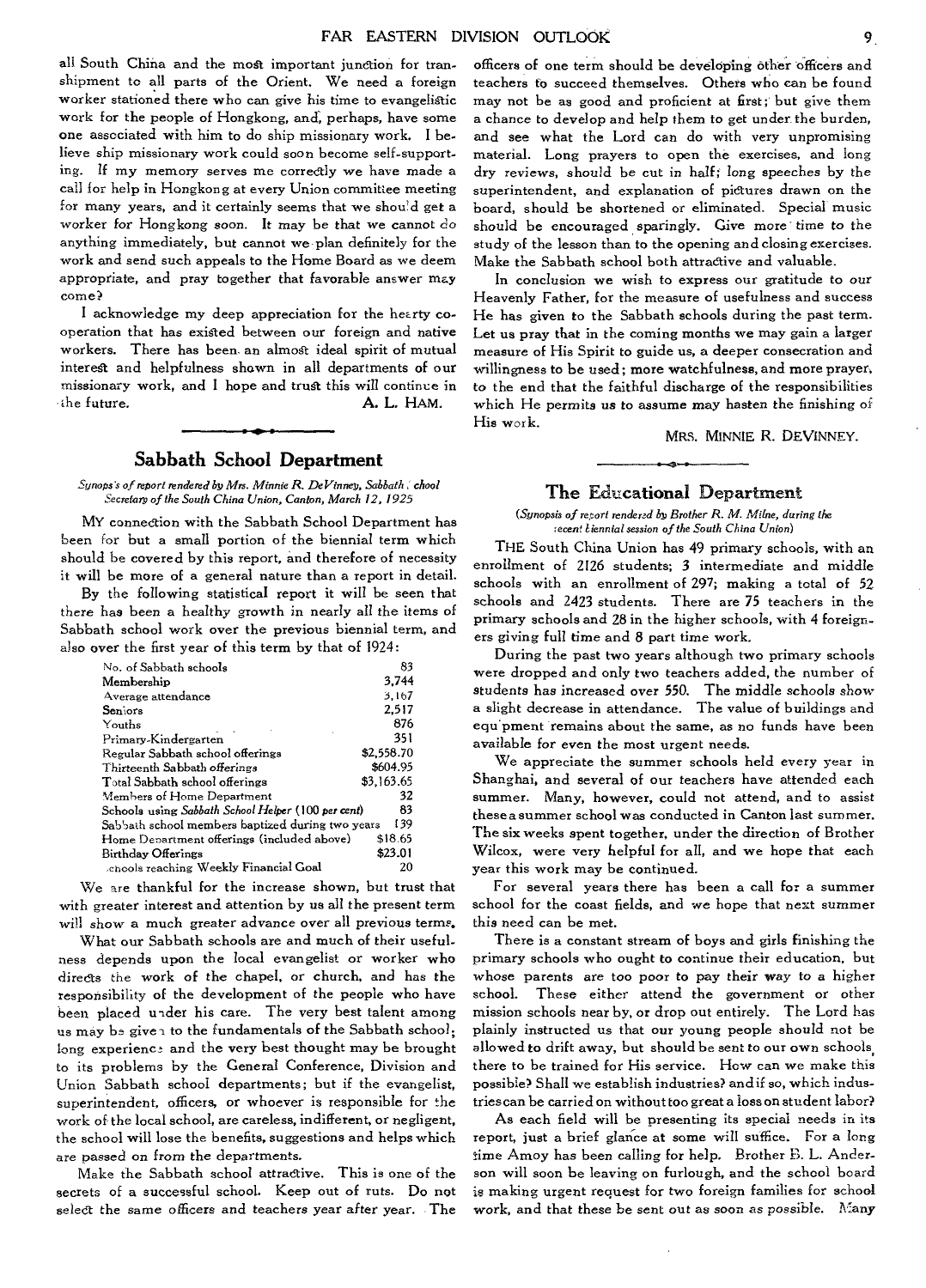all South China and the most important junction for transhipment to all parts of the Orient. We need a foreign worker stationed there who can give his time to evangelistic work for the people of Hongkong, and, perhaps, have some one associated with him to do ship missionary work. I believe ship missionary work could soon become self-supporting. If my memory serves me correctly we have made a call for help in Hongkong at every Union committee meeting for many years, and it certainly seems that we should get a worker for Hongkong soon. It may be that we cannot do anything immediately, but cannot we plan definitely for the work and send such appeals to the Home Board as we deem appropriate, and pray together that favorable answer may come?

I acknowledge my deep appreciation for the hearty cooperation that has existed between our foreign and native workers. There has been an almost ideal spirit of mutual interest and helpfulness shown in all departments of our missionary work, and I hope and trust this will continue in the future.

A. L. HAM.

## Sabbath School Department

*Synopsis of report rendered by Mrs. Minnie R. DeVinney, Sabbath School Secretary of the South China Union, Canton, March 12, 1925*

MY connection with the Sabbath School Department has been for but a small portion of the biennial term which should be covered by this report, and therefore of necessity it will be more of a general nature than a report in detail.

By the following statistical report it will be seen that there has been a healthy growth in nearly all the items of Sabbath school work over the previous biennial term, and also over the first year of this term by that of 1924:

| | |
|---|---|
| No. of Sabbath schools | 83 |
| Membership | 3,744 |
| Average attendance | 3,167 |
| Seniors | 2,517 |
| Youths | 876 |
| Primary-Kindergarten | 351 |
| Regular Sabbath school offerings | $2,558.70 |
| Thirteenth Sabbath offerings | $604.95 |
| Total Sabbath school offerings | $3,163.65 |
| Members of Home Department | 32 |
| Schools using *Sabbath School Helper* (100 *per cent*) | 83 |
| Sabbath school members baptized during two years | 139 |
| Home Department offerings (included above) | $18.65 |
| Birthday Offerings | $23.01 |
| Schools reaching Weekly Financial Goal | 20 |

We are thankful for the increase shown, but trust that with greater interest and attention by us all the present term will show a much greater advance over all previous terms.

What our Sabbath schools are and much of their usefulness depends upon the local evangelist or worker who directs the work of the chapel, or church, and has the responsibility of the development of the people who have been placed under his care. The very best talent among us may be given to the fundamentals of the Sabbath school; long experience and the very best thought may be brought to its problems by the General Conference, Division and Union Sabbath school departments; but if the evangelist, superintendent, officers, or whoever is responsible for the work of the local school, are careless, indifferent, or negligent, the school will lose the benefits, suggestions and helps which are passed on from the departments.

Make the Sabbath school attractive. This is one of the secrets of a successful school. Keep out of ruts. Do not select the same officers and teachers year after year. The officers of one term should be developing other officers and teachers to succeed themselves. Others who can be found may not be as good and proficient at first; but give them a chance to develop and help them to get under the burden, and see what the Lord can do with very unpromising material. Long prayers to open the exercises, and long dry reviews, should be cut in half; long speeches by the superintendent, and explanation of pictures drawn on the board, should be shortened or eliminated. Special music should be encouraged sparingly. Give more time to the study of the lesson than to the opening and closing exercises. Make the Sabbath school both attractive and valuable.

In conclusion we wish to express our gratitude to our Heavenly Father, for the measure of usefulness and success He has given to the Sabbath schools during the past term. Let us pray that in the coming months we may gain a larger measure of His Spirit to guide us, a deeper consecration and willingness to be used; more watchfulness, and more prayer, to the end that the faithful discharge of the responsibilities which He permits us to assume may hasten the finishing of His work.

MRS. MINNIE R. DEVINNEY.

## The Educational Department

*(Synopsis of report rendered by Brother R. M. Milne, during the recent biennial session of the South China Union)*

THE South China Union has 49 primary schools, with an enrollment of 2126 students; 3 intermediate and middle schools with an enrollment of 297; making a total of 52 schools and 2423 students. There are 75 teachers in the primary schools and 28 in the higher schools, with 4 foreigners giving full time and 8 part time work.

During the past two years although two primary schools were dropped and only two teachers added, the number of students has increased over 550. The middle schools show a slight decrease in attendance. The value of buildings and equipment remains about the same, as no funds have been available for even the most urgent needs.

We appreciate the summer schools held every year in Shanghai, and several of our teachers have attended each summer. Many, however, could not attend, and to assist these a summer school was conducted in Canton last summer. The six weeks spent together, under the direction of Brother Wilcox, were very helpful for all, and we hope that each year this work may be continued.

For several years there has been a call for a summer school for the coast fields, and we hope that next summer this need can be met.

There is a constant stream of boys and girls finishing the primary schools who ought to continue their education, but whose parents are too poor to pay their way to a higher school. These either attend the government or other mission schools near by, or drop out entirely. The Lord has plainly instructed us that our young people should not be allowed to drift away, but should be sent to our own schools, there to be trained for His service. How can we make this possible? Shall we establish industries? and if so, which industries can be carried on without too great a loss on student labor?

As each field will be presenting its special needs in its report, just a brief glance at some will suffice. For a long time Amoy has been calling for help. Brother B. L. Anderson will soon be leaving on furlough, and the school board is making urgent request for two foreign families for school work, and that these be sent out as soon as possible. Many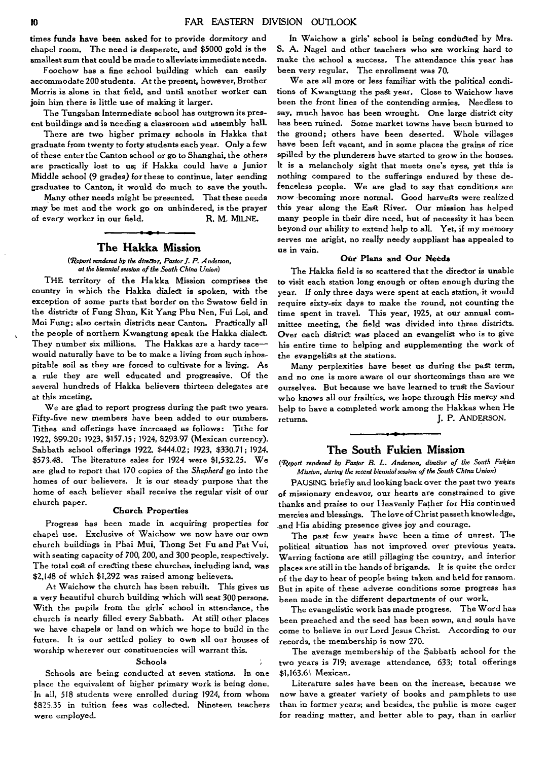times funds have been asked for to provide dormitory and chapel room. The need is desperate, and $5000 gold is the smallest sum that could be made to alleviate immediate needs.

Foochow has a fine school building which can easily accommodate 200 students. At the present, however, Brother Morris is alone in that field, and until another worker can join him there is little use of making it larger.

The Tungshan Intermediate school has outgrown its present buildings and is needing a classroom and assembly hall.

There are two higher primary schools in Hakka that graduate from twenty to forty students each year. Only a few of these enter the Canton school or go to Shanghai, the others are practically lost to us; if Hakka could have a Junior Middle school (9 grades) for these to continue, later sending graduates to Canton, it would do much to save the youth.

Many other needs might be presented. That these needs may be met and the work go on unhindered, is the prayer of every worker in our field. R. M. MILNE.

## The Hakka Mission

*(Report rendered by the director, Pastor J. P. Anderson, at the biennial session of the South China Union)*

THE territory of the Hakka Mission comprises the country in which the Hakka dialect is spoken, with the exception of some parts that border on the Swatow field in the districts of Fung Shun, Kit Yang Phu Nen, Fui Loi, and Moi Fung; also certain districts near Canton. Practically all the people of northern Kwangtung speak the Hakka dialect. They number six millions. The Hakkas are a hardy race—would naturally have to be to make a living from such inhospitable soil as they are forced to cultivate for a living. As a rule they are well educated and progressive. Of the several hundreds of Hakka believers thirteen delegates are at this meeting.

We are glad to report progress during the past two years. Fifty-five new members have been added to our numbers. Tithes and offerings have increased as follows: Tithe for 1922, $99.20; 1923, $157.15; 1924, $293.97 (Mexican currency). Sabbath school offerings 1922, $444.02; 1923, $330.71; 1924, $573.48. The literature sales for 1924 were $1,532.25. We are glad to report that 170 copies of the *Shepherd* go into the homes of our believers. It is our steady purpose that the home of each believer shall receive the regular visit of our church paper.

### Church Properties

Progress has been made in acquiring properties for chapel use. Exclusive of Waichow we now have our own church buildings in Phai Mui, Thong Set Fu and Pat Vui, with seating capacity of 700, 200, and 300 people, respectively. The total cost of erecting these churches, including land, was $2,148 of which $1,292 was raised among believers.

At Waichow the church has been rebuilt. This gives us a very beautiful church building which will seat 300 persons. With the pupils from the girls' school in attendance, the church is nearly filled every Sabbath. At still other places we have chapels or land on which we hope to build in the future. It is our settled policy to own all our houses of worship wherever our constituencies will warrant this.

### Schools

Schools are being conducted at seven stations. In one place the equivalent of higher primary work is being done. In all, 518 students were enrolled during 1924, from whom $825.35 in tuition fees was collected. Nineteen teachers were employed.

In Waichow a girls' school is being conducted by Mrs. S. A. Nagel and other teachers who are working hard to make the school a success. The attendance this year has been very regular. The enrollment was 70.

We are all more or less familiar with the political conditions of Kwangtung the past year. Close to Waichow have been the front lines of the contending armies. Needless to say, much havoc has been wrought. One large district city has been ruined. Some market towns have been burned to the ground; others have been deserted. Whole villages have been left vacant, and in some places the grains of rice spilled by the plunderers have started to grow in the houses. It is a melancholy sight that meets one's eyes, yet this is nothing compared to the sufferings endured by these defenceless people. We are glad to say that conditions are now becoming more normal. Good harvests were realized this year along the East River. Our mission has helped many people in their dire need, but of necessity it has been beyond our ability to extend help to all. Yet, if my memory serves me aright, no really needy suppliant has appealed to us in vain.

### Our Plans and Our Needs

The Hakka field is so scattered that the director is unable to visit each station long enough or often enough during the year. If only three days were spent at each station, it would require sixty-six days to make the round, not counting the time spent in travel. This year, 1925, at our annual committee meeting, the field was divided into three districts. Over each district was placed an evangelist who is to give his entire time to helping and supplementing the work of the evangelists at the stations.

Many perplexities have beset us during the past term, and no one is more aware of our shortcomings than are we ourselves. But because we have learned to trust the Saviour who knows all our frailties, we hope through His mercy and help to have a completed work among the Hakkas when He returns. J. P. ANDERSON.

## The South Fukien Mission

*(Report rendered by Pastor B. L. Anderson, director of the South Fukien Mission, during the recent biennial session of the South China Union)*

PAUSING briefly and looking back over the past two years of missionary endeavor, our hearts are constrained to give thanks and praise to our Heavenly Father for His continued mercies and blessings. The love of Christ passeth knowledge, and His abiding presence gives joy and courage.

The past few years have been a time of unrest. The political situation has not improved over previous years. Warring factions are still pillaging the country, and interior places are still in the hands of brigands. It is quite the order of the day to hear of people being taken and held for ransom. But in spite of these adverse conditions some progress has been made in the different departments of our work.

The evangelistic work has made progress. The Word has been preached and the seed has been sown, and souls have come to believe in our Lord Jesus Christ. According to our records, the membership is now 270.

The average membership of the Sabbath school for the two years is 719; average attendance, 633; total offerings $1,163.61 Mexican.

Literature sales have been on the increase, because we now have a greater variety of books and pamphlets to use than in former years; and besides, the public is more eager for reading matter, and better able to pay, than in earlier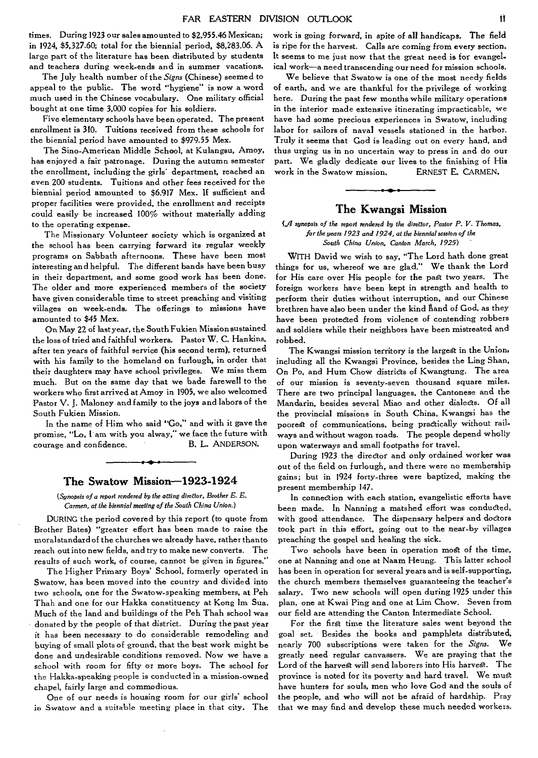times. During 1923 our sales amounted to $2,955.46 Mexican; in 1924, $5,327.60; total for the biennial period, $8,283.06. A large part of the literature has been distributed by students and teachers during week-ends and in summer vacations.

The July health number of the *Signs* (Chinese) seemed to appeal to the public. The word "hygiene" is now a word much used in the Chinese vocabulary. One military official bought at one time 3,000 copies for his soldiers.

Five elementary schools have been operated. The present enrollment is 310. Tuitions received from these schools for the biennial period have amounted to $979.55 Mex.

The Sino-American Middle School, at Kulangsu, Amoy, has enjoyed a fair patronage. During the autumn semester the enrollment, including the girls' department, reached an even 200 students. Tuitions and other fees received for the biennial period amounted to $6.917 Mex. If sufficient and proper facilities were provided, the enrollment and receipts could easily be increased 100% without materially adding to the operating expense.

The Missionary Volunteer society which is organized at the school has been carrying forward its regular weekly programs on Sabbath afternoons. These have been most interesting and helpful. The different bands have been busy in their department, and some good work has been done. The older and more experienced members of the society have given considerable time to street preaching and visiting villages on week-ends. The offerings to missions have amounted to $45 Mex.

On May 22 of last year, the South Fukien Mission sustained the loss of tried and faithful workers. Pastor W. C. Hankins, after ten years of faithful service (his second term), returned with his family to the homeland on furlough, in order that their daughters may have school privileges. We miss them much. But on the same day that we bade farewell to the workers who first arrived at Amoy in 1905, we also welcomed Pastor V. J. Maloney and family to the joys and labors of the South Fukien Mission.

In the name of Him who said "Go," and with it gave the promise, "Lo, I am with you alway," we face the future with courage and confidence. B. L. ANDERSON.

## The Swatow Mission—1923-1924

*(Synopsis of a report rendered by the acting director, Brother E. E. Carmen, at the biennial meeting of the South China Union.)*

DURING the period covered by this report (to quote from Brother Bates) "greater effort has been made to raise the moral standard of the churches we already have, rather than to reach out into new fields, and try to make new converts. The results of such work, of course, cannot be given in figures."

The Higher Primary Boys' School, formerly operated in Swatow, has been moved into the country and divided into two schools, one for the Swatow-speaking members, at Peh Thah and one for our Hakka constituency at Kong Im Sua. Much of the land and buildings of the Peh Thah school was donated by the people of that district. During the past year it has been necessary to do considerable remodeling and buying of small plots of ground, that the best work might be done and undesirable conditions removed. Now we have a school with room for fifty or more boys. The school for the Hakka-speaking people is conducted in a mission-owned chapel, fairly large and commodious.

One of our needs is housing room for our girls' school in Swatow and a suitable meeting place in that city. The work is going forward, in spite of all handicaps. The field is ripe for the harvest. Calls are coming from every section. It seems to me just now that the great need is for evangelical work—a need transcending our need for mission schools.

We believe that Swatow is one of the most needy fields of earth, and we are thankful for the privilege of working here. During the past few months while military operations in the interior made extensive itinerating impracticable, we have had some precious experiences in Swatow, including labor for sailors of naval vessels stationed in the harbor. Truly it seems that God is leading out on every hand, and thus urging us in no uncertain way to press in and do our part. We gladly dedicate our lives to the finishing of His work in the Swatow mission. ERNEST E. CARMEN.

## The Kwangsi Mission

*(A synopsis of the report rendered by the director, Pastor P. V. Thomas, for the years 1923 and 1924, at the biennial session of the South China Union, Canton March, 1925)*

WITH David we wish to say, "The Lord hath done great things for us, whereof we are glad." We thank the Lord for His care over His people for the past two years. The foreign workers have been kept in strength and health to perform their duties without interruption, and our Chinese brethren have also been under the kind hand of God, as they have been protected from violence of contending robbers and soldiers while their neighbors have been mistreated and robbed.

The Kwangsi mission territory is the largest in the Union, including all the Kwangsi Province, besides the Ling Shan, On Po, and Hum Chow districts of Kwangtung. The area of our mission is seventy-seven thousand square miles. There are two principal languages, the Cantonese and the Mandarin, besides several Miao and other dialects. Of all the provincial missions in South China, Kwangsi has the poorest of communications, being practically without railways and without wagon roads. The people depend wholly upon waterways and small footpaths for travel.

During 1923 the director and only ordained worker was out of the field on furlough, and there were no membership gains; but in 1924 forty-three were baptized, making the present membership 147.

In connection with each station, evangelistic efforts have been made. In Nanning a matshed effort was conducted, with good attendance. The dispensary helpers and doctors took part in this effort, going out to the near-by villages preaching the gospel and healing the sick.

Two schools have been in operation most of the time, one at Nanning and one at Naam Heung. This latter school has been in operation for several years and is self-supporting, the church members themselves guaranteeing the teacher's salary. Two new schools will open during 1925 under this plan, one at Kwai Ping and one at Lim Chow. Seven from our field are attending the Canton Intermediate School.

For the first time the literature sales went beyond the goal set. Besides the books and pamphlets distributed, nearly 700 subscriptions were taken for the *Signs*. We greatly need regular canvassers. We are praying that the Lord of the harvest will send laborers into His harvest. The province is noted for its poverty and hard travel. We must have hunters for souls, men who love God and the souls of the people, and who will not be afraid of hardship. Pray that we may find and develop these much needed workers.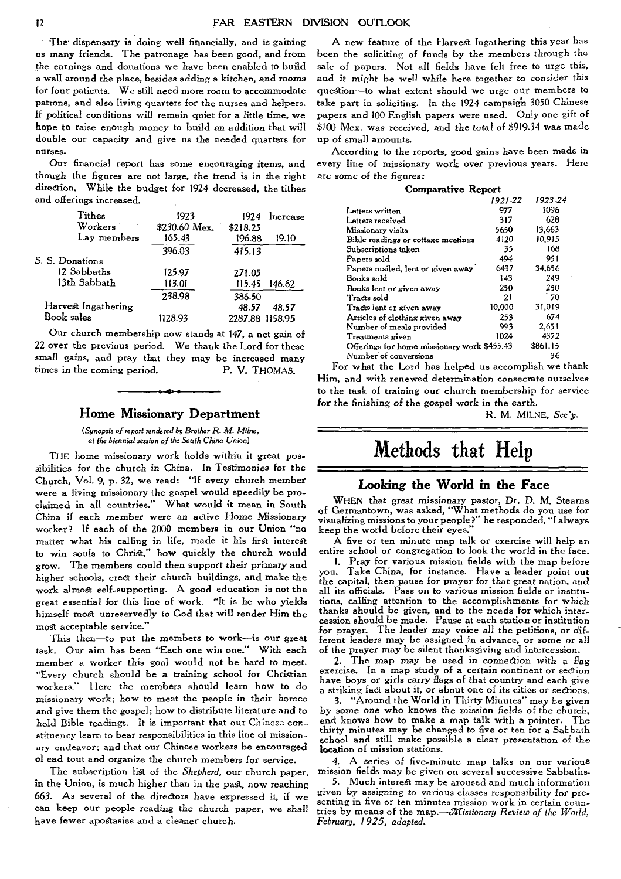The dispensary is doing well financially, and is gaining us many friends. The patronage has been good, and from the earnings and donations we have been enabled to build a wall around the place, besides adding a kitchen, and rooms for four patients. We still need more room to accommodate patrons, and also living quarters for the nurses and helpers. If political conditions will remain quiet for a little time, we hope to raise enough money to build an addition that will double our capacity and give us the needed quarters for nurses.

Our financial report has some encouraging items, and though the figures are not large, the trend is in the right direction. While the budget for 1924 decreased, the tithes and offerings increased.

| | 1923 | 1924 | Increase |
|---|---|---|---|
| Tithes | | | |
| Workers | $230.60 Mex. | $218.25 | |
| Lay members | 165.43 | 196.88 | 19.10 |
| | 396.03 | 415.13 | |
| S. S. Donations | | | |
| 12 Sabbaths | 125.97 | 271.05 | |
| 13th Sabbath | 113.01 | 115.45 | 146.62 |
| | 238.98 | 386.50 | |
| Harvest Ingathering | | 48.57 | 48.57 |
| Book sales | 1128.93 | 2287.88 | 1158.95 |

Our church membership now stands at 147, a net gain of 22 over the previous period. We thank the Lord for these small gains, and pray that they may be increased many times in the coming period.

P. V. THOMAS.

## Home Missionary Department

*(Synopsis of report rendered by Brother R. M. Milne, at the biennial session of the South China Union)*

THE home missionary work holds within it great possibilities for the church in China. In Testimonies for the Church, Vol. 9, p. 32, we read: "If every church member were a living missionary the gospel would speedily be proclaimed in all countries." What would it mean in South China if each member were an active Home Missionary worker? If each of the 2000 members in our Union "no matter what his calling in life, made it his first interest to win souls to Christ," how quickly the church would grow. The members could then support their primary and higher schools, erect their church buildings, and make the work almost self-supporting. A good education is not the great essential for this line of work. "It is he who yields himself most unreservedly to God that will render Him the most acceptable service."

This then—to put the members to work—is our great task. Our aim has been "Each one win one." With each member a worker this goal would not be hard to meet. "Every church should be a training school for Christian workers." Here the members should learn how to do missionary work; how to meet the people in their homes and give them the gospel; how to distribute literature and to hold Bible readings. It is important that our Chinese constituency learn to bear responsibilities in this line of missionary endeavor; and that our Chinese workers be encouraged ol ead tout and organize the church members for service.

The subscription list of the *Shepherd*, our church paper, in the Union, is much higher than in the past, now reaching 663. As several of the directors have expressed it, if we can keep our people reading the church paper, we shall have fewer apostasies and a cleaner church.

A new feature of the Harvest Ingathering this year has been the soliciting of funds by the members through the sale of papers. Not all fields have felt free to urge this, and it might be well while here together to consider this question—to what extent should we urge our members to take part in soliciting. In the 1924 campaign 3050 Chinese papers and 100 English papers were used. Only one gift of $100 Mex. was received, and the total of $919.34 was made up of small amounts.

According to the reports, good gains have been made in every line of missionary work over previous years. Here are some of the figures:

**Comparative Report**

| | 1921-22 | 1923-24 |
|---|---|---|
| Letters written | 977 | 1096 |
| Letters received | 317 | 628 |
| Missionary visits | 5650 | 13,663 |
| Bible readings or cottage meetings | 4120 | 10,915 |
| Subscriptions taken | 35 | 168 |
| Papers sold | 494 | 951 |
| Papers mailed, lent or given away | 6437 | 34,656 |
| Books sold | 143 | 249 |
| Books lent or given away | 250 | 250 |
| Tracts sold | 21 | 70 |
| Tracts lent or given away | 10,000 | 31,019 |
| Articles of clothing given away | 253 | 674 |
| Number of meals provided | 993 | 2,651 |
| Treatments given | 1024 | 4372 |
| Offerings for home missionary work | $455.43 | $861.15 |
| Number of conversions | | 36 |

For what the Lord has helped us accomplish we thank Him, and with renewed determination consecrate ourselves to the task of training our church membership for service for the finishing of the gospel work in the earth.

R. M. MILNE, *Sec'y.*

# Methods that Help

## Looking the World in the Face

WHEN that great missionary pastor, Dr. D. M. Stearns of Germantown, was asked, "What methods do you use for visualizing missions to your people?" he responded, "I always keep the world before their eyes."

A five or ten minute map talk or exercise will help an entire school or congregation to look the world in the face.

1. Pray for various mission fields with the map before you. Take China, for instance. Have a leader point out the capital, then pause for prayer for that great nation, and all its officials. Pass on to various mission fields or institutions, calling attention to the accomplishments for which thanks should be given, and to the needs for which intercession should be made. Pause at each station or institution for prayer. The leader may voice all the petitions, or different leaders may be assigned in advance, or some or all of the prayer may be silent thanksgiving and intercession.

2. The map may be used in connection with a flag exercise. In a map study of a certain continent or section have boys or girls carry flags of that country and each give a striking fact about it, or about one of its cities or sections.

3. "Around the World in Thirty Minutes" may be given by some one who knows the mission fields of the church, and knows how to make a map talk with a pointer. The thirty minutes may be changed to five or ten for a Sabbath school and still make possible a clear presentation of the location of mission stations.

4. A series of five-minute map talks on our various mission fields may be given on several successive Sabbaths.

5. Much interest may be aroused and much information given by assigning to various classes responsibility for presenting in five or ten minutes mission work in certain countries by means of the map.—*Missionary Review of the World, February, 1925, adapted.*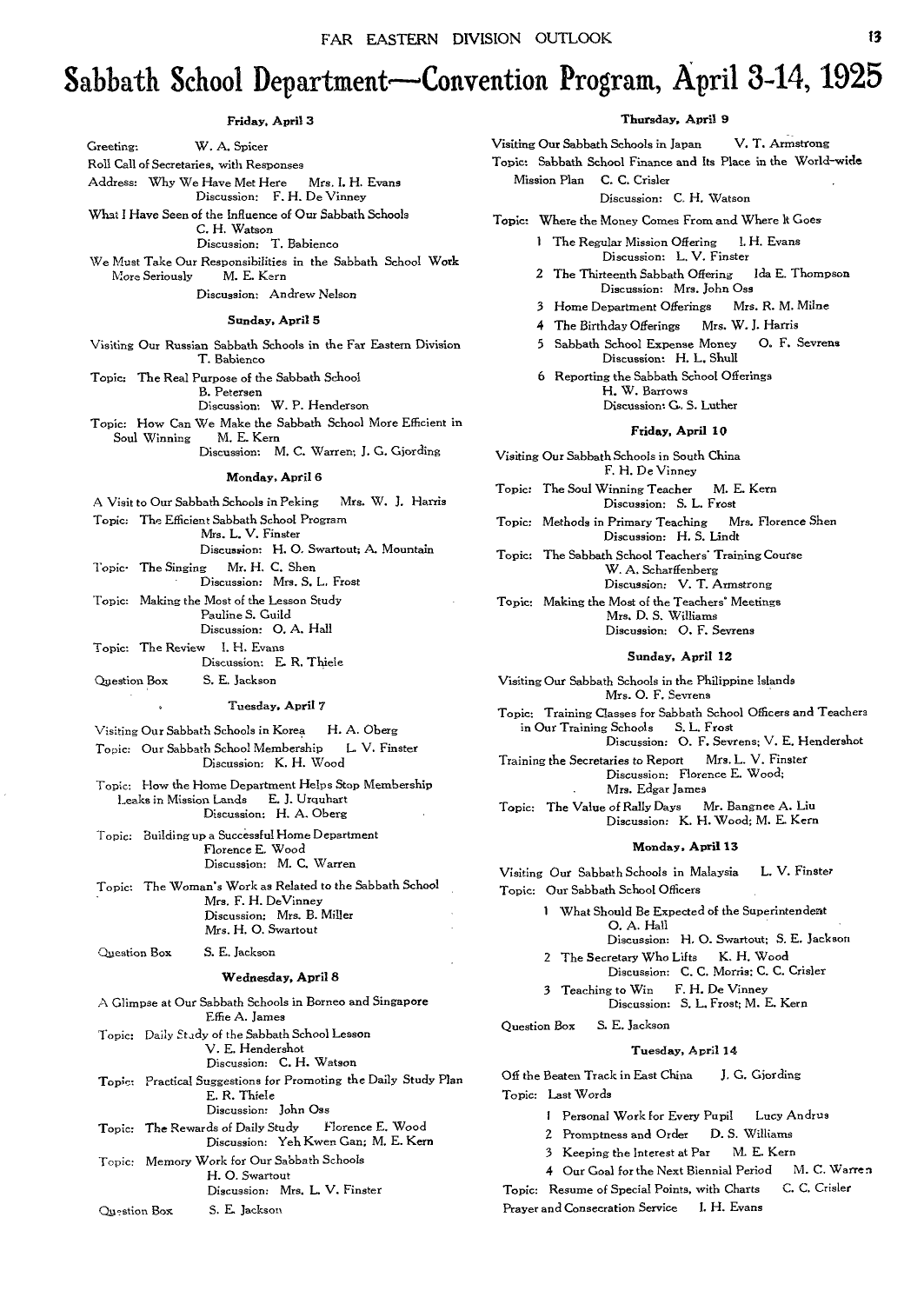# Sabbath School Department—Convention Program, April 3-14, 1925

### Friday, April 3

Greeting: W. A. Spicer

Roll Call of Secretaries, with Responses

Address: Why We Have Met Here Mrs. I. H. Evans
Discussion: F. H. De Vinney

What I Have Seen of the Influence of Our Sabbath Schools
C. H. Watson
Discussion: T. Babienco

We Must Take Our Responsibilities in the Sabbath School Work More Seriously M. E. Kern
Discussion: Andrew Nelson

### Sunday, April 5

Visiting Our Russian Sabbath Schools in the Far Eastern Division
T. Babienco

Topic: The Real Purpose of the Sabbath School
B. Petersen
Discussion: W. P. Henderson

Topic: How Can We Make the Sabbath School More Efficient in Soul Winning M. E. Kern
Discussion: M. C. Warren; J. G. Gjording

### Monday, April 6

A Visit to Our Sabbath Schools in Peking Mrs. W. J. Harris

Topic: The Efficient Sabbath School Program
Mrs. L. V. Finster
Discussion: H. O. Swartout; A. Mountain

Topic: The Singing Mr. H. C. Shen
Discussion: Mrs. S. L. Frost

Topic: Making the Most of the Lesson Study
Pauline S. Guild
Discussion: O. A. Hall

Topic: The Review I. H. Evans
Discussion: E. R. Thiele

Question Box S. E. Jackson

### Tuesday, April 7

Visiting Our Sabbath Schools in Korea H. A. Oberg

Topic: Our Sabbath School Membership L. V. Finster
Discussion: K. H. Wood

Topic: How the Home Department Helps Stop Membership Leaks in Mission Lands E. J. Urquhart
Discussion: H. A. Oberg

Topic: Building up a Successful Home Department
Florence E. Wood
Discussion: M. C. Warren

Topic: The Woman's Work as Related to the Sabbath School
Mrs. F. H. DeVinney
Discussion: Mrs. B. Miller
Mrs. H. O. Swartout

Question Box S. E. Jackson

### Wednesday, April 8

A Glimpse at Our Sabbath Schools in Borneo and Singapore
Effie A. James

Topic: Daily Study of the Sabbath School Lesson
V. E. Hendershot
Discussion: C. H. Watson

Topic: Practical Suggestions for Promoting the Daily Study Plan
E. R. Thiele
Discussion: John Oss

Topic: The Rewards of Daily Study Florence E. Wood
Discussion: Yeh Kwen Gan; M. E. Kern

Topic: Memory Work for Our Sabbath Schools
H. O. Swartout
Discussion: Mrs. L. V. Finster

Question Box S. E. Jackson

### Thursday, April 9

Visiting Our Sabbath Schools in Japan V. T. Armstrong

Topic: Sabbath School Finance and Its Place in the World-wide Mission Plan C. C. Crisler
Discussion: C. H. Watson

Topic: Where the Money Comes From and Where It Goes

1. The Regular Mission Offering I. H. Evans
   Discussion: L. V. Finster
2. The Thirteenth Sabbath Offering Ida E. Thompson
   Discussion: Mrs. John Oss
3. Home Department Offerings Mrs. R. M. Milne
4. The Birthday Offerings Mrs. W. J. Harris
5. Sabbath School Expense Money O. F. Sevrens
   Discussion: H. L. Shull
6. Reporting the Sabbath School Offerings
   H. W. Barrows
   Discussion: G. S. Luther

### Friday, April 10

Visiting Our Sabbath Schools in South China
F. H. De Vinney

Topic: The Soul Winning Teacher M. E. Kern
Discussion: S. L. Frost

Topic: Methods in Primary Teaching Mrs. Florence Shen
Discussion: H. S. Lindt

Topic: The Sabbath School Teachers' Training Course
W. A. Scharffenberg
Discussion: V. T. Armstrong

Topic: Making the Most of the Teachers' Meetings
Mrs. D. S. Williams
Discussion: O. F. Sevrens

### Sunday, April 12

Visiting Our Sabbath Schools in the Philippine Islands
Mrs. O. F. Sevrens

Topic: Training Classes for Sabbath School Officers and Teachers in Our Training Schools S. L. Frost
Discussion: O. F. Sevrens; V. E. Hendershot

Training the Secretaries to Report Mrs. L. V. Finster
Discussion: Florence E. Wood;
Mrs. Edgar James

Topic: The Value of Rally Days Mr. Bangnee A. Liu
Discussion: K. H. Wood; M. E. Kern

### Monday, April 13

Visiting Our Sabbath Schools in Malaysia L. V. Finster

Topic: Our Sabbath School Officers

1. What Should Be Expected of the Superintendent
   O. A. Hall
   Discussion: H. O. Swartout; S. E. Jackson
2. The Secretary Who Lifts K. H. Wood
   Discussion: C. C. Morris; C. C. Crisler
3. Teaching to Win F. H. De Vinney
   Discussion: S. L. Frost; M. E. Kern

Question Box S. E. Jackson

### Tuesday, April 14

Off the Beaten Track in East China J. G. Gjording

Topic: Last Words

1. Personal Work for Every Pupil Lucy Andrus
2. Promptness and Order D. S. Williams
3. Keeping the Interest at Par M. E. Kern
4. Our Goal for the Next Biennial Period M. C. Warren

Topic: Resume of Special Points, with Charts C. C. Crisler

Prayer and Consecration Service I. H. Evans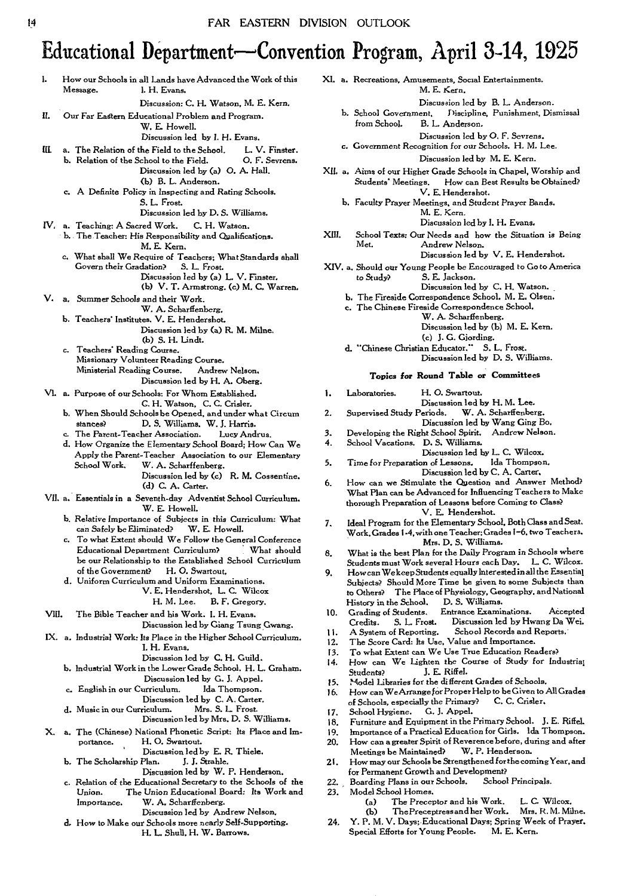# Educational Department—Convention Program, April 3-14, 1925

I. How our Schools in all Lands have Advanced the Work of this Message. I. H. Evans.
Discussion: C. H. Watson, M. E. Kern.

II. Our Far Eastern Educational Problem and Program.
W. E. Howell.
Discussion led by I. H. Evans.

III. a. The Relation of the Field to the School. L. V. Finster.
b. Relation of the School to the Field. O. F. Sevrens.
Discussion led by (a) O. A. Hall.
(b) B. L. Anderson.
c. A Definite Policy in Inspecting and Rating Schools.
S. L. Frost.
Discussion led by D. S. Williams.

IV. a. Teaching: A Sacred Work. C. H. Watson.
b. The Teacher: His Responsibility and Qualifications.
M. E. Kern.
c. What shall We Require of Teachers; What Standards shall Govern their Gradation? S. L. Frost.
Discussion led by (a) L. V. Finster.
(b) V. T. Armstrong. (c) M. C. Warren.

V. a. Summer Schools and their Work.
W. A. Scharffenberg.
b. Teachers' Institutes. V. E. Hendershot.
Discussion led by (a) R. M. Milne.
(b) S. H. Lindt.
c. Teachers' Reading Course.
Missionary Volunteer Reading Course.
Ministerial Reading Course. Andrew Nelson.
Discussion led by H. A. Oberg.

VI. a. Purpose of our Schools: For Whom Established.
C. H. Watson, C. C. Crisler.
b. When Should Schools be Opened, and under what Circum stances? D. S. Williams, W. J. Harris.
c. The Parent-Teacher Association. Lucy Andrus.
d. How Organize the Elementary School Board; How Can We Apply the Parent-Teacher Association to our Elementary School Work. W. A. Scharffenberg.
Discussion led by (c) R. M. Cossentine.
(d) C. A. Carter.

VII. a. Essentials in a Seventh-day Adventist School Curriculum.
W. E. Howell.
b. Relative Importance of Subjects in this Curriculum: What can Safely be Eliminated? W. E. Howell.
c. To what Extent should We Follow the General Conference Educational Department Curriculum? What should be our Relationship to the Established School Curriculum of the Government? H. O. Swartout.
d. Uniform Curriculum and Uniform Examinations.
V. E. Hendershot, L. C. Wilcox
H. M. Lee. B. F. Gregory.

VIII. The Bible Teacher and his Work. I. H. Evans.
Discussion led by Giang Tsung Gwang.

IX. a. Industrial Work: Its Place in the Higher School Curriculum.
I. H. Evans.
Discussion led by C. H. Guild.
b. Industrial Work in the Lower Grade School. H. L. Graham.
Discussion led by G. J. Appel.
c. English in our Curriculum. Ida Thompson.
Discussion led by C. A. Carter.
d. Music in our Curriculum. Mrs. S. L. Frost.
Discussion led by Mrs. D. S. Williams.

X. a. The (Chinese) National Phonetic Script: Its Place and Importance. H. O. Swartout.
Discussion led by E. R. Thiele.
b. The Scholarship Plan. J. J. Strahle.
Discussion led by W. P. Henderson.
c. Relation of the Educational Secretary to the Schools of the Union. The Union Educational Board: Its Work and Importance. W. A. Scharffenberg.
Discussion led by Andrew Nelson.
d. How to Make our Schools more nearly Self-Supporting.
H. L. Shull, H. W. Barrows.

XI. a. Recreations, Amusements, Social Entertainments.
M. E. Kern.
Discussion led by B. L. Anderson.
b. School Government, Discipline, Punishment, Dismissal from School. B. L. Anderson.
Discussion led by O. F. Sevrens.
c. Government Recognition for our Schools. H. M. Lee.
Discussion led by M. E. Kern.

XII. a. Aims of our Higher Grade Schools in Chapel, Worship and Students' Meetings. How can Best Results be Obtained?
V. E. Hendershot.
b. Faculty Prayer Meetings, and Student Prayer Bands.
M. E. Kern.
Discussion led by I. H. Evans.

XIII. School Texts: Our Needs and how the Situation is Being Met. Andrew Nelson.
Discussion led by V. E. Hendershot.

XIV. a. Should our Young People be Encouraged to Go to America to Study? S. E. Jackson.
Discussion led by C. H. Watson.
b. The Fireside Correspondence School. M. E. Olsen.
c. The Chinese Fireside Correspondence School.
W. A. Scharffenberg.
Discussion led by (b) M. E. Kern.
(c) J. G. Gjording.
d. "Chinese Christian Educator." S. L. Frost.
Discussion led by D. S. Williams.

### Topics for Round Table or Committees

1. Laboratories. H. O. Swartout.
Discussion led by H. M. Lee.
2. Supervised Study Periods. W. A. Scharffenberg.
Discussion led by Wang Ging Bo.
3. Developing the Right School Spirit. Andrew Nelson.
4. School Vacations. D. S. Williams.
Discussion led by L. C. Wilcox.
5. Time for Preparation of Lessons. Ida Thompson.
Discussion led by C. A. Carter.
6. How can we Stimulate the Question and Answer Method? What Plan can be Advanced for Influencing Teachers to Make thorough Preparation of Lessons before Coming to Class?
V. E. Hendershot.
7. Ideal Program for the Elementary School, Both Class and Seat Work, Grades 1-4, with one Teacher; Grades 1-6, two Teachers.
Mrs. D. S. Williams.
8. What is the best Plan for the Daily Program in Schools where Students must Work several Hours each Day. L. C. Wilcox.
9. How can We keep Students equally Interested in all the Essential Subjects? Should More Time be given to some Subjects than to Others? The Place of Physiology, Geography, and National History in the School. D. S. Williams.
10. Grading of Students. Entrance Examinations. Accepted Credits. S. L. Frost. Discussion led by Hwang Da Wei.
11. A System of Reporting. School Records and Reports.
12. The Score Card: Its Use, Value and Importance.
13. To what Extent can We Use True Education Readers?
14. How can We Lighten the Course of Study for Industrial Students? J. E. Riffel.
15. Model Libraries for the different Grades of Schools.
16. How can We Arrange for Proper Help to be Given to All Grades of Schools, especially the Primary? C. C. Crisler.
17. School Hygiene. G. J. Appel.
18. Furniture and Equipment in the Primary School. J. E. Riffel.
19. Importance of a Practical Education for Girls. Ida Thompson.
20. How can a greater Spirit of Reverence before, during and after Meetings be Maintained? W. P. Henderson.
21. How may our Schools be Strengthened for the coming Year, and for Permanent Growth and Development?
22. Boarding Plans in our Schools. School Principals.
23. Model School Homes.
(a) The Preceptor and his Work. L. C. Wilcox.
(b) The Preceptress and her Work. Mrs. R. M. Milne.
24. Y. P. M. V. Days; Educational Days; Spring Week of Prayer. Special Efforts for Young People. M. E. Kern.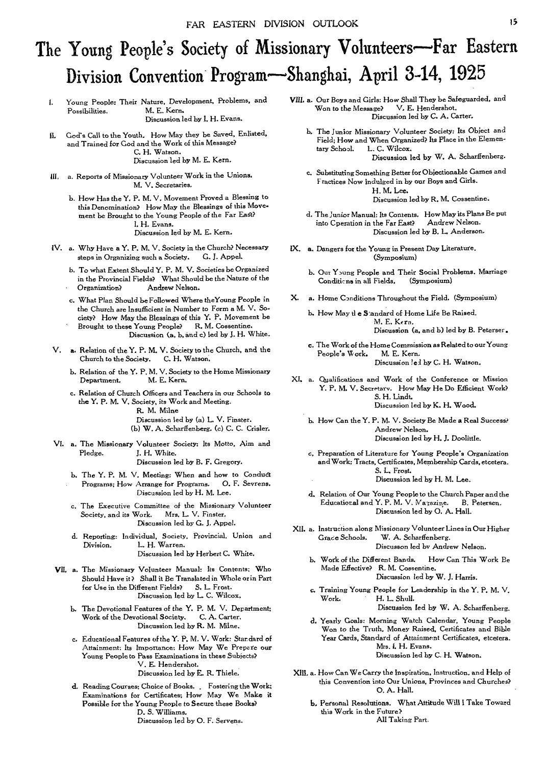# The Young People's Society of Missionary Volunteers—Far Eastern Division Convention Program—Shanghai, April 3-14, 1925

I. Young People: Their Nature, Development, Problems, and Possibilities. M. E. Kern.
Discussion led by I. H. Evans.

II. God's Call to the Youth. How May they be Saved, Enlisted, and Trained for God and the Work of this Message?
C. H. Watson.
Discussion led by M. E. Kern.

III. a. Reports of Missionary Volunteer Work in the Unions.
M. V. Secretaries.

b. How Has the Y. P. M. V. Movement Proved a Blessing to this Denomination? How May the Blessings of this Movement be Brought to the Young People of the Far East?
I. H. Evans.
Discussion led by M. E. Kern.

IV. a. Why Have a Y. P. M. V. Society in the Church? Necessary steps in Organizing such a Society. G. J. Appel.

b. To what Extent Should Y. P. M. V. Societies be Organized in the Provincial Fields? What Should be the Nature of the Organization? Andrew Nelson.

c. What Plan Should be Followed Where the Young People in the Church are Insufficient in Number to Form a M. V. Society? How May the Blessings of this Y. P. Movement be Brought to these Young People? R. M. Cossentine.
Discussion (a, b, and c) led by J. H. White.

V. a. Relation of the Y. P. M. V. Society to the Church, and the Church to the Society. C. H. Watson.

b. Relation of the Y. P. M. V. Society to the Home Missionary Department. M. E. Kern.

c. Relation of Church Officers and Teachers in our Schools to the Y. P. M. V. Society, its Work and Meeting.
R. M. Milne
Discussion led by (a) L. V. Finster.
(b) W. A. Scharffenberg. (c) C. C. Crisler.

VI. a. The Missionary Volunteer Society: Its Motto, Aim and Pledge. J. H. White.
Discussion led by B. F. Gregory.

b. The Y. P. M. V. Meeting: When and how to Conduct Programs; How Arrange for Programs. O. F. Sevrens.
Discussion led by H. M. Lee.

c. The Executive Committee of the Missionary Volunteer Society, and its Work. Mrs. L. V. Finster.
Discussion led by G. J. Appel.

d. Reporting: Individual, Society, Provincial, Union and Division. L. H. Warren.
Discussion led by Herbert C. White.

VII. a. The Missionary Volunteer Manual: Its Contents: Who Should Have it? Shall it Be Translated in Whole or in Part for Use in the Different Fields? S. L. Frost.
Discussion led by L. C. Wilcox.

b. The Devotional Features of the Y. P. M. V. Department; Work of the Devotional Society. C. A. Carter.
Discussion led by R. M. Milne.

c. Educational Features of the Y. P. M. V. Work: Standard of Attainment: Its Importance: How May We Prepare our Young People to Pass Examinations in these Subjects?
V. E. Hendershot.
Discussion led by E. R. Thiele.

d. Reading Courses: Choice of Books. Fostering the Work; Examinations for Certificates; How May We Make it Possible for the Young People to Secure these Books?
D. S. Williams.
Discussion led by O. F. Servens.

VIII. a. Our Boys and Girls: How Shall They be Safeguarded, and Won to the Message? V. E. Hendershot.
Discussion led by C. A. Carter.

b. The Junior Missionary Volunteer Society: Its Object and Field; How and When Organized? Its Place in the Elementary School. L. C. Wilcox.
Discussion led by W. A. Scharffenberg.

c. Substituting Something Better for Objectionable Games and Practices Now Indulged in by our Boys and Girls.
H. M. Lee.
Discussion led by R. M. Cossentine.

d. The Junior Manual: Its Contents. How May its Plans Be put into Operation in the Far East? Andrew Nelson.
Discussion led by B. L. Anderson.

IX. a. Dangers for the Young in Present Day Literature.
(Symposium)

b. Our Young People and Their Social Problems. Marriage Conditions in all Fields. (Symposium)

X. a. Home Conditions Throughout the Field. (Symposium)

b. How May the Standard of Home Life Be Raised.
M. E. Kern.
Discussion (a, and b) led by B. Petersen.

c. The Work of the Home Commission as Related to our Young People's Work. M. E. Kern.
Discussion led by C. H. Watson.

XI. a. Qualifications and Work of the Conference or Mission Y. P. M. V. Secretary. How May He Do Efficient Work?
S. H. Lindt.
Discussion led by K. H. Wood.

b. How Can the Y. P. M. V. Society Be Made a Real Success?
Andrew Nelson.
Discussion led by H. J. Doolittle.

c. Preparation of Literature for Young People's Organization and Work: Tracts, Certificates, Membership Cards, etcetera.
S. L. Frost.
Discussion led by H. M. Lee.

d. Relation of Our Young People to the Church Paper and the Educational and Y. P. M. V. Magazine. B. Petersen.
Discussion led by O. A. Hall.

XII. a. Instruction along Missionary Volunteer Lines in Our Higher Grade Schools. W. A. Scharffenberg.
Discussion led by Andrew Nelson.

b. Work of the Different Bands. How Can This Work Be Made Effective? R. M. Cossentine.
Discussion led by W. J. Harris.

c. Training Young People for Leadership in the Y. P. M. V. Work. H. L. Shull.
Discussion led by W. A. Scharffenberg.

d. Yearly Goals: Morning Watch Calendar, Young People Won to the Truth, Money Raised, Certificates and Bible Year Cards, Standard of Attainment Certificates, etcetera.
Mrs. I. H. Evans.
Discussion led by C. H. Watson.

XIII. a. How Can We Carry the Inspiration, Instruction, and Help of this Convention into Our Unions, Provinces and Churches?
O. A. Hall.

b. Personal Resolutions. What Attitude Will I Take Toward this Work in the Future?
All Taking Part.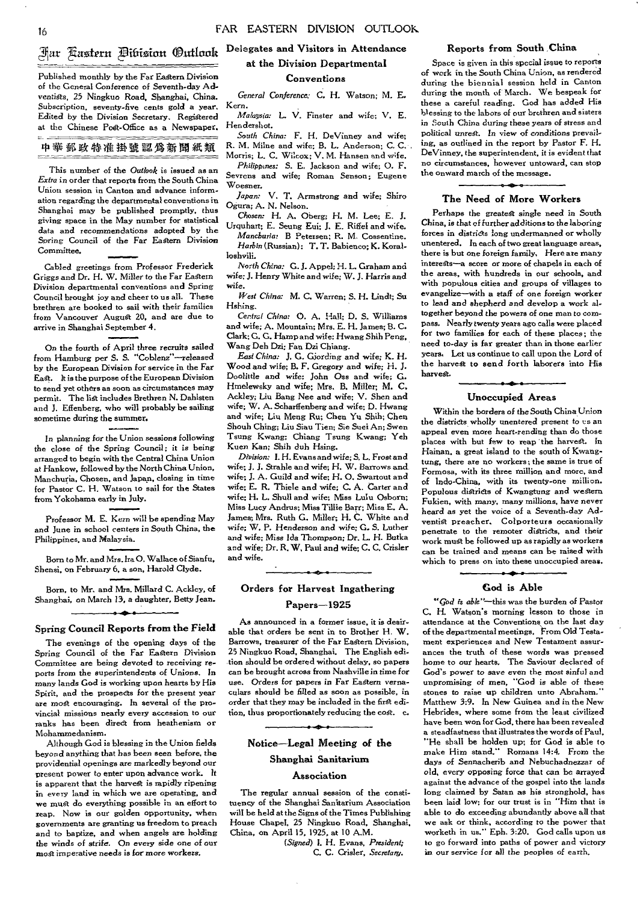# Far Eastern Division Outlook

Published monthly by the Far Eastern Division of the General Conference of Seventh-day Adventists, 25 Ningkuo Road, Shanghai, China. Subscription, seventy-five cents gold a year. Edited by the Division Secretary. Registered at the Chinese Post-Office as a Newspaper.

中華郵政特准掛號認爲新聞紙類

This number of the *Outlook* is issued as an *Extra* in order that reports from the South China Union session in Canton and advance information regarding the departmental conventions in Shanghai may be published promptly, thus giving space in the May number for statistical data and recommendations adopted by the Spring Council of the Far Eastern Division Committee.

Cabled greetings from Professor Frederick Griggs and Dr. H. W. Miller to the Far Eastern Division departmental conventions and Spring Council brought joy and cheer to us all. These brethren are booked to sail with their families from Vancouver August 20, and are due to arrive in Shanghai September 4.

On the fourth of April three recruits sailed from Hamburg per S. S. "Coblenz"—released by the European Division for service in the Far East. It is the purpose of the European Division to send yet others as soon as circumstances may permit. The list includes Brethren N. Dahlsten and J. Effenberg, who will probably be sailing sometime during the summer.

In planning for the Union sessions following the close of the Spring Council; it is being arranged to begin with the Central China Union at Hankow, followed by the North China Union, Manchuria, Chosen, and Japan, closing in time for Pastor C. H. Watson to sail for the States from Yokohama early in July.

Professor M. E. Kern will be spending May and June in school centers in South China, the Philippines, and Malaysia.

Born to Mr. and Mrs. Ira O. Wallace of Sianfu, Shensi, on February 6, a son, Harold Clyde.

Born, to Mr. and Mrs. Millard C. Ackley, of Shanghai, on March 13, a daughter, Betty Jean.

## Spring Council Reports from the Field

The evenings of the opening days of the Spring Council of the Far Eastern Division Committee are being devoted to receiving reports from the superintendents of Unions. In many lands God is working upon hearts by His Spirit, and the prospects for the present year are most encouraging. In several of the provincial missions nearly every accession to our ranks has been direct from heathenism or Mohammedanism.

Although God is blessing in the Union fields beyond anything that has been seen before, the providential openings are markedly beyond our present power to enter upon advance work. It is apparent that the harvest is rapidly ripening in every land in which we are operating, and we must do everything possible in an effort to reap. Now is our golden opportunity, when governments are granting us freedom to preach and to baptize, and when angels are holding the winds of strife. On every side one of our most imperative needs is for more workers.

## Delegates and Visitors in Attendance at the Division Departmental Conventions

*General Conference:* C. H. Watson; M. E. Kern.

*Malaysia:* L. V. Finster and wife; V. E. Hendershot.

*South China:* F. H. DeVinney and wife; R. M. Milne and wife; B. L. Anderson; C. C. Morris; L. C. Wilcox; V. M. Hansen and wife.

*Philippines:* S. E. Jackson and wife; O. F. Sevrens and wife; Roman Senson; Eugene Woesner.

*Japan:* V. T. Armstrong and wife; Shiro Ogura; A. N. Nelson.

*Chosen:* H. A. Oberg; H. M. Lee; E. J. Urquhart; E. Seung Eui; J. E. Riffel and wife.

*Manchuria:* B Petersen; R. M. Cossentine.

*Harbin* (Russian): T. T. Babienco; K. Koralloshvili.

*North China:* G. J. Appel; H. L. Graham and wife; J. Henry White and wife; W. J. Harris and wife.

*West China:* M. C. Warren; S. H. Lindt; Su Hsing.

*Central China:* O. A. Hall; D. S. Williams and wife; A. Mountain; Mrs. E. H. James; B. C. Clark; G. G. Hamp and wife; Hwang Shih Peng, Wang Deh Dzi; Fan Dzi Chiang.

*East China:* J. G. Gjording and wife; K. H. Wood and wife; B. F. Gregory and wife; H. J. Doolittle and wife; John Oss and wife; G. Hmelewsky and wife; Mrs. B. Miller; M. C. Ackley; Liu Bang Nee and wife; V. Shen and wife; W. A. Scharffenberg and wife; D. Hwang and wife; Liu Meng Ru; Chen Yu Shih; Chen Shouh Ching; Liu Siau Tien; Sie Suei An; Swen Tsung Kwang; Chiang Tsung Kwang; Yeh Kuen Kan; Shih duh Hsing.

*Division:* I. H. Evans and wife; S. L. Frost and wife; J. J. Strahle and wife; H. W. Barrows and wife; J. A. Guild and wife; H. O. Swartout and wife; E. R. Thiele and wife; C. A. Carter and wife; H. L. Shull and wife; Miss Lulu Osborn; Miss Lucy Andrus; Miss Tillie Barr; Miss E. A. James; Mrs. Ruth G. Miller; H. C. White and wife; W. P. Henderson and wife; G. S. Luther and wife; Miss Ida Thompson; Dr. L. H. Butka and wife; Dr. R. W. Paul and wife; C. C. Crisler and wife.

## Orders for Harvest Ingathering Papers—1925

As announced in a former issue, it is desirable that orders be sent in to Brother H. W. Barrows, treasurer of the Far Eastern Division, 25 Ningkuo Road, Shanghai. The English edition should be ordered without delay, so papers can be brought across from Nashville in time for use. Orders for papers in Far Eastern vernaculars should be filled as soon as possible, in order that they may be included in the first edition, thus proportionately reducing the cost. c.

## Notice—Legal Meeting of the Shanghai Sanitarium Association

The regular annual session of the constituency of the Shanghai Sanitarium Association will be held at the Signs of the Times Publishing House Chapel, 25 Ningkuo Road, Shanghai, China, on April 15, 1925, at 10 A.M.

(*Signed*) I. H. Evans, *President;*
C. C. Crisler, *Secretary.*

## Reports from South China

Space is given in this special issue to reports of work in the South China Union, as rendered during the biennial session held in Canton during the month of March. We bespeak for these a careful reading. God has added His blessing to the labors of our brethren and sisters in South China during these years of stress and political unrest. In view of conditions prevailing, as outlined in the report by Pastor F. H. DeVinney, the superintendent, it is evident that no circumstances, however untoward, can stop the onward march of the message.

## The Need of More Workers

Perhaps the greatest single need in South China, is that of further additions to the laboring forces in districts long undermanned or wholly unentered. In each of two great language areas, there is but one foreign family. Here are many interests—a score or more of chapels in each of the areas, with hundreds in our schools, and with populous cities and groups of villages to evangelize—with a staff of one foreign worker to lead and shepherd and develop a work altogether beyond the powers of one man to compass. Nearly twenty years ago calls were placed for two families for each of these places; the need to-day is far greater than in those earlier years. Let us continue to call upon the Lord of the harvest to send forth laborers into His harvest.

## Unoccupied Areas

Within the borders of the South China Union the districts wholly unentered present to us an appeal even more heart-rending than do those places with but few to reap the harvest. In Hainan, a great island to the south of Kwangtung, there are no workers; the same is true of Formosa, with its three million and more, and of Indo-China, with its twenty-one million. Populous districts of Kwangtung and western Fukien, with many, many millions, have never heard as yet the voice of a Seventh-day Adventist preacher. Colporteurs occasionally penetrate to the remoter districts, and their work must be followed up as rapidly as workers can be trained and means can be raised with which to press on into these unoccupied areas.

## God is Able

"*God is able*"—this was the burden of Pastor C. H. Watson's morning lesson to those in attendance at the Conventions on the last day of the departmental meetings. From Old Testament experiences and New Testament assurances the truth of these words was pressed home to our hearts. The Saviour declared of God's power to save even the most sinful and unpromising of men, "God is able of these stones to raise up children unto Abraham." Matthew 3:9. In New Guinea and in the New Hebrides, where some from the least civilized have been won for God, there has been revealed a steadfastness that illustrates the words of Paul, "He shall be holden up; for God is able to make Him stand." Romans 14:4. From the days of Sennacherib and Nebuchadnezzar of old, every opposing force that can be arrayed against the advance of the gospel into the lands long claimed by Satan as his stronghold, has been laid low; for our trust is in "Him that is able to do exceeding abundantly above all that we ask or think, according to the power that worketh in us." Eph. 3:20. God calls upon us to go forward into paths of power and victory in our service for all the peoples of earth.